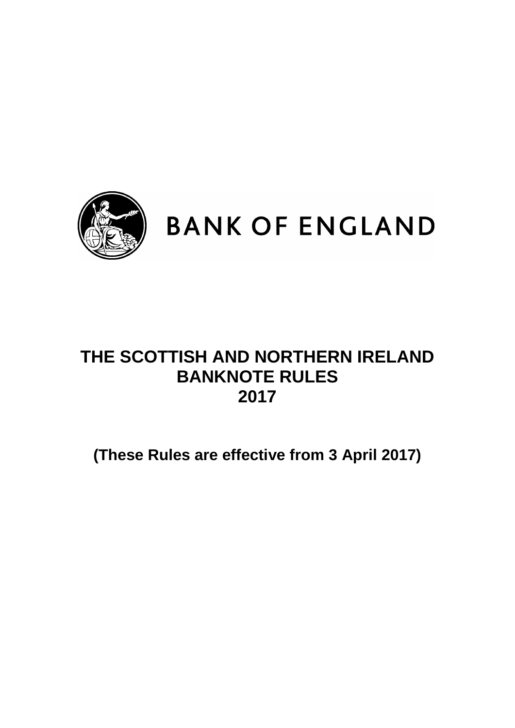BANK OF ENGLAND

# THE SCOTTISH AND NORTHERN IRELAND BANKNOTE RULES 2017

**(These Rules are effective from 3 April 2017)**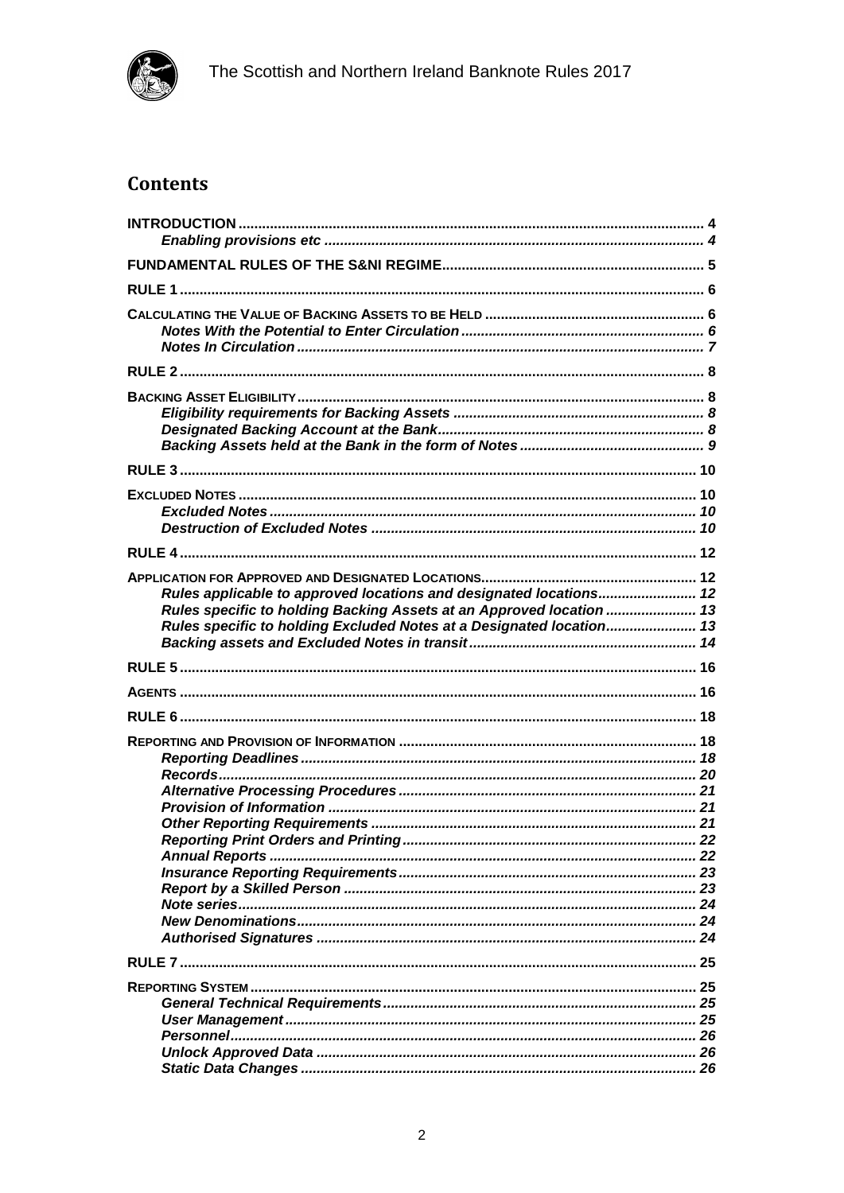## Contents

**INTRODUCTION** ..... 4
*Enabling provisions etc* ..... 4

**FUNDAMENTAL RULES OF THE S&NI REGIME** ..... 5

**RULE 1** ..... 6

**CALCULATING THE VALUE OF BACKING ASSETS TO BE HELD** ..... 6
*Notes With the Potential to Enter Circulation* ..... 6
*Notes In Circulation* ..... 7

**RULE 2** ..... 8

**BACKING ASSET ELIGIBILITY** ..... 8
*Eligibility requirements for Backing Assets* ..... 8
*Designated Backing Account at the Bank* ..... 8
*Backing Assets held at the Bank in the form of Notes* ..... 9

**RULE 3** ..... 10

**EXCLUDED NOTES** ..... 10
*Excluded Notes* ..... 10
*Destruction of Excluded Notes* ..... 10

**RULE 4** ..... 12

**APPLICATION FOR APPROVED AND DESIGNATED LOCATIONS** ..... 12
*Rules applicable to approved locations and designated locations* ..... 12
*Rules specific to holding Backing Assets at an Approved location* ..... 13
*Rules specific to holding Excluded Notes at a Designated location* ..... 13
*Backing assets and Excluded Notes in transit* ..... 14

**RULE 5** ..... 16

**AGENTS** ..... 16

**RULE 6** ..... 18

**REPORTING AND PROVISION OF INFORMATION** ..... 18
*Reporting Deadlines* ..... 18
*Records* ..... 20
*Alternative Processing Procedures* ..... 21
*Provision of Information* ..... 21
*Other Reporting Requirements* ..... 21
*Reporting Print Orders and Printing* ..... 22
*Annual Reports* ..... 22
*Insurance Reporting Requirements* ..... 23
*Report by a Skilled Person* ..... 23
*Note series* ..... 24
*New Denominations* ..... 24
*Authorised Signatures* ..... 24

**RULE 7** ..... 25

**REPORTING SYSTEM** ..... 25
*General Technical Requirements* ..... 25
*User Management* ..... 25
*Personnel* ..... 26
*Unlock Approved Data* ..... 26
*Static Data Changes* ..... 26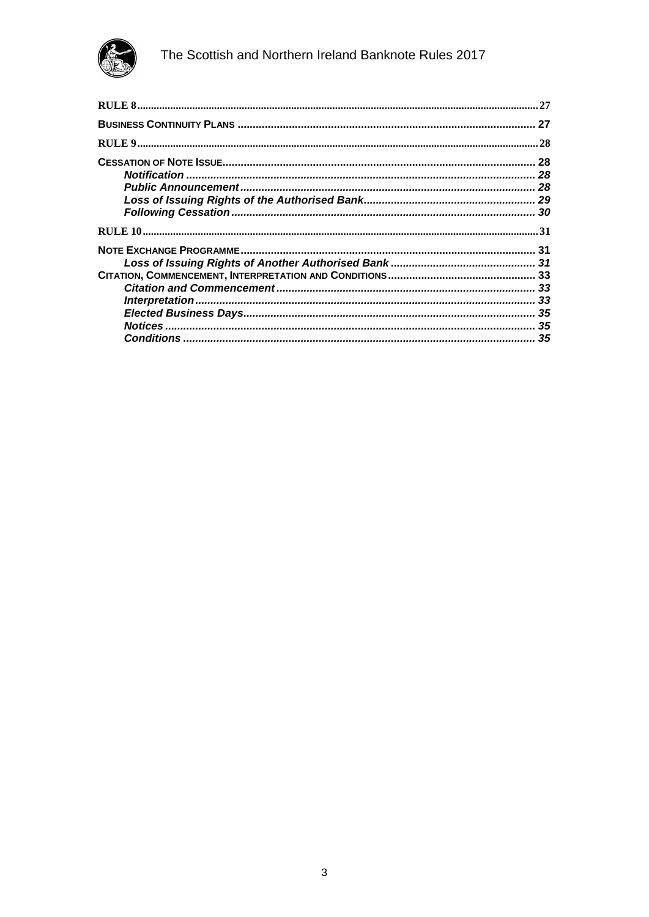RULE 8 .......... 27

BUSINESS CONTINUITY PLANS .......... 27

RULE 9 .......... 28

CESSATION OF NOTE ISSUE .......... 28

- ***Notification*** .......... *28*
- ***Public Announcement*** .......... *28*
- ***Loss of Issuing Rights of the Authorised Bank*** .......... *29*
- ***Following Cessation*** .......... *30*

RULE 10 .......... 31

NOTE EXCHANGE PROGRAMME .......... 31

- ***Loss of Issuing Rights of Another Authorised Bank*** .......... *31*

CITATION, COMMENCEMENT, INTERPRETATION AND CONDITIONS .......... 33

- ***Citation and Commencement*** .......... *33*
- ***Interpretation*** .......... *33*
- ***Elected Business Days*** .......... *35*
- ***Notices*** .......... *35*
- ***Conditions*** .......... *35*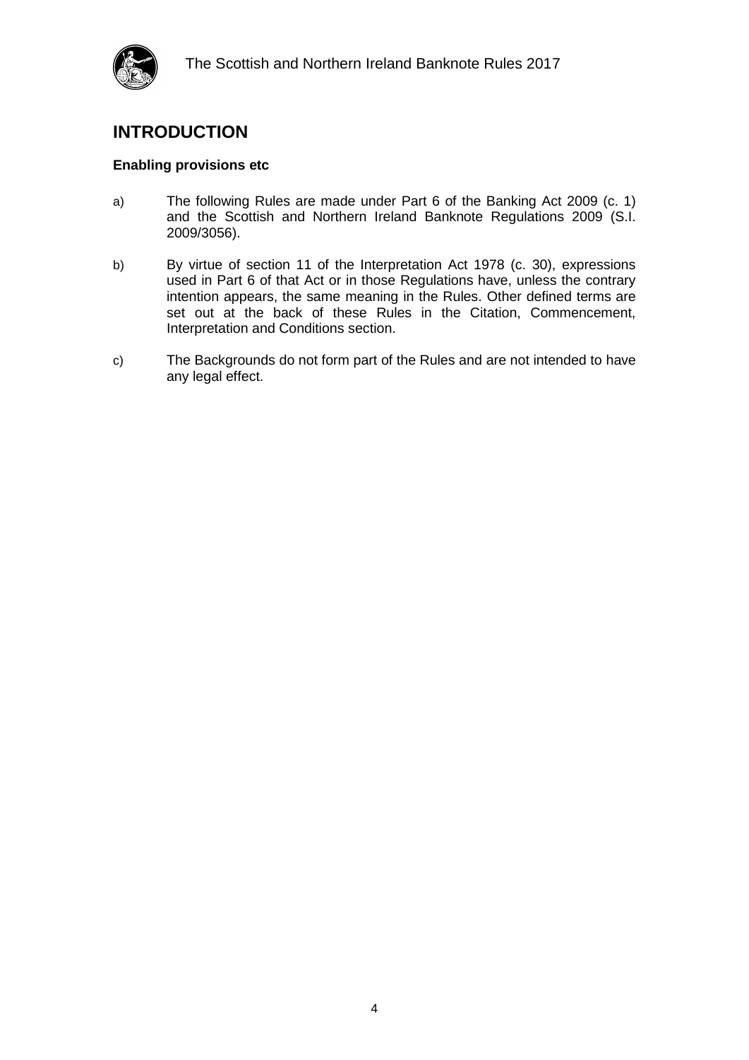## INTRODUCTION

**Enabling provisions etc**

a) The following Rules are made under Part 6 of the Banking Act 2009 (c. 1) and the Scottish and Northern Ireland Banknote Regulations 2009 (S.I. 2009/3056).

b) By virtue of section 11 of the Interpretation Act 1978 (c. 30), expressions used in Part 6 of that Act or in those Regulations have, unless the contrary intention appears, the same meaning in the Rules. Other defined terms are set out at the back of these Rules in the Citation, Commencement, Interpretation and Conditions section.

c) The Backgrounds do not form part of the Rules and are not intended to have any legal effect.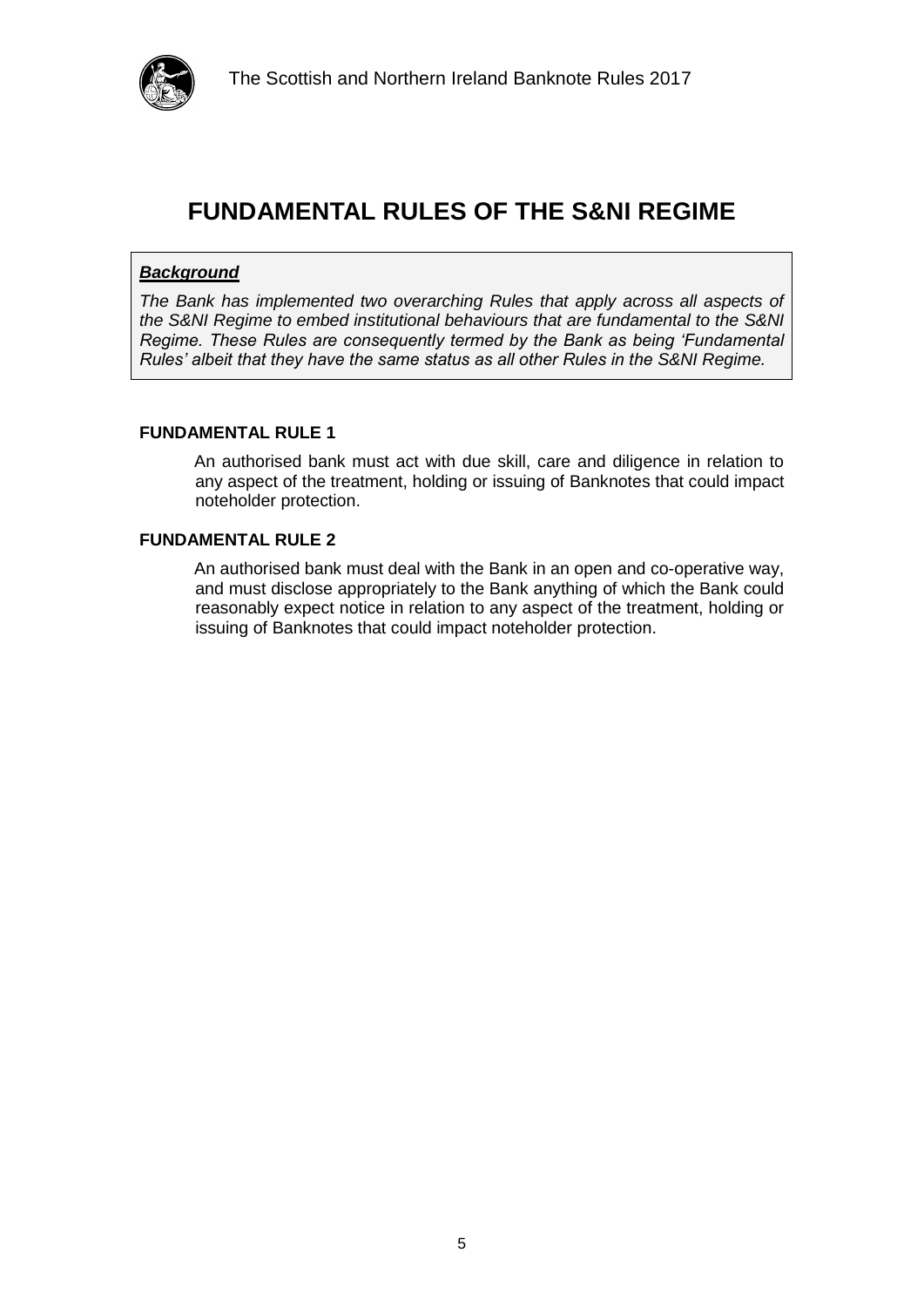# FUNDAMENTAL RULES OF THE S&NI REGIME

***Background***

*The Bank has implemented two overarching Rules that apply across all aspects of the S&NI Regime to embed institutional behaviours that are fundamental to the S&NI Regime. These Rules are consequently termed by the Bank as being 'Fundamental Rules' albeit that they have the same status as all other Rules in the S&NI Regime.*

**FUNDAMENTAL RULE 1**

An authorised bank must act with due skill, care and diligence in relation to any aspect of the treatment, holding or issuing of Banknotes that could impact noteholder protection.

**FUNDAMENTAL RULE 2**

An authorised bank must deal with the Bank in an open and co-operative way, and must disclose appropriately to the Bank anything of which the Bank could reasonably expect notice in relation to any aspect of the treatment, holding or issuing of Banknotes that could impact noteholder protection.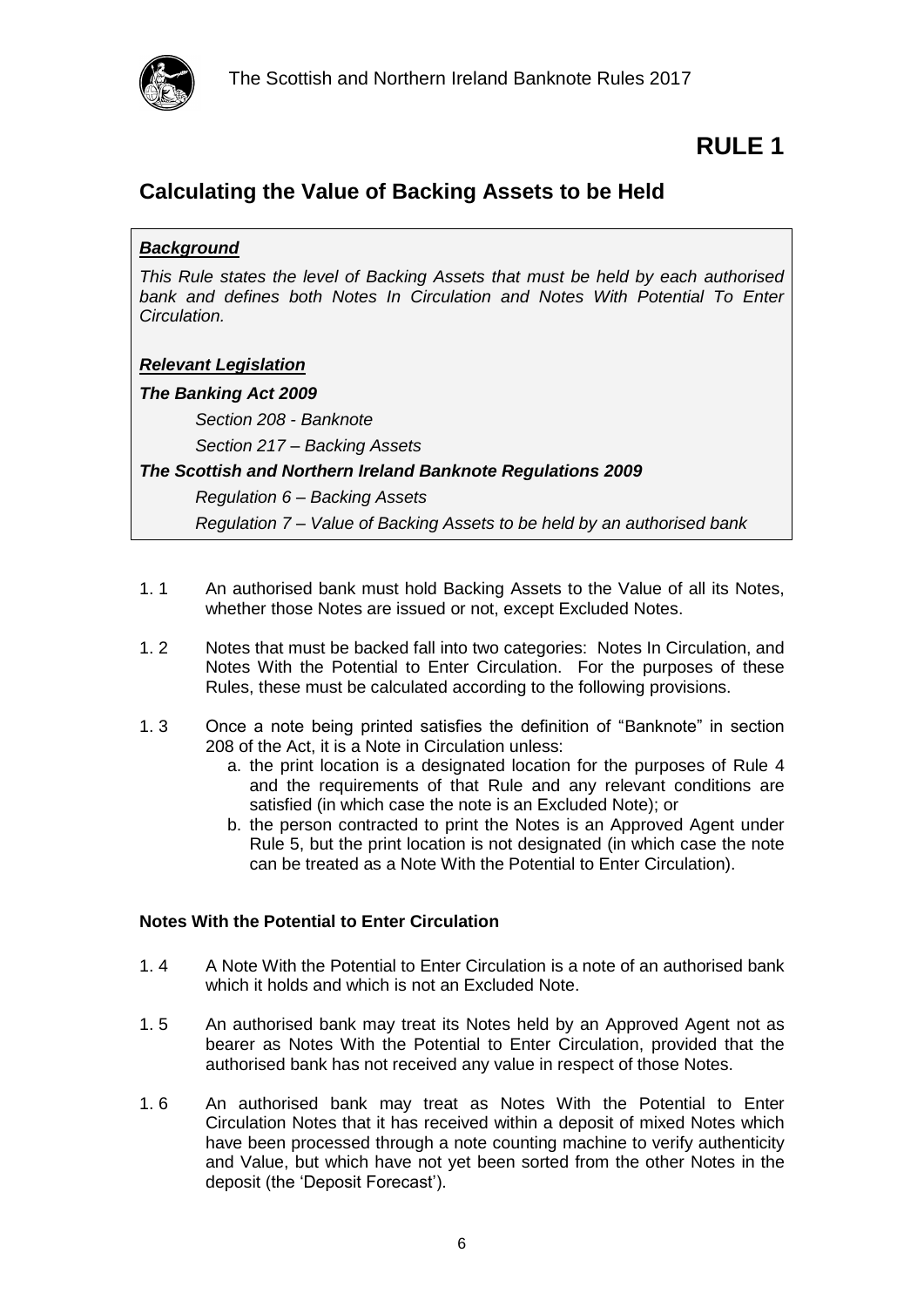# RULE 1

## Calculating the Value of Backing Assets to be Held

***Background***

*This Rule states the level of Backing Assets that must be held by each authorised bank and defines both Notes In Circulation and Notes With Potential To Enter Circulation.*

***Relevant Legislation***

***The Banking Act 2009***

*Section 208 - Banknote*

*Section 217 – Backing Assets*

***The Scottish and Northern Ireland Banknote Regulations 2009***

*Regulation 6 – Backing Assets*

*Regulation 7 – Value of Backing Assets to be held by an authorised bank*

1. 1 An authorised bank must hold Backing Assets to the Value of all its Notes, whether those Notes are issued or not, except Excluded Notes.

1. 2 Notes that must be backed fall into two categories: Notes In Circulation, and Notes With the Potential to Enter Circulation. For the purposes of these Rules, these must be calculated according to the following provisions.

1. 3 Once a note being printed satisfies the definition of "Banknote" in section 208 of the Act, it is a Note in Circulation unless:
   a. the print location is a designated location for the purposes of Rule 4 and the requirements of that Rule and any relevant conditions are satisfied (in which case the note is an Excluded Note); or
   b. the person contracted to print the Notes is an Approved Agent under Rule 5, but the print location is not designated (in which case the note can be treated as a Note With the Potential to Enter Circulation).

**Notes With the Potential to Enter Circulation**

1. 4 A Note With the Potential to Enter Circulation is a note of an authorised bank which it holds and which is not an Excluded Note.

1. 5 An authorised bank may treat its Notes held by an Approved Agent not as bearer as Notes With the Potential to Enter Circulation, provided that the authorised bank has not received any value in respect of those Notes.

1. 6 An authorised bank may treat as Notes With the Potential to Enter Circulation Notes that it has received within a deposit of mixed Notes which have been processed through a note counting machine to verify authenticity and Value, but which have not yet been sorted from the other Notes in the deposit (the 'Deposit Forecast').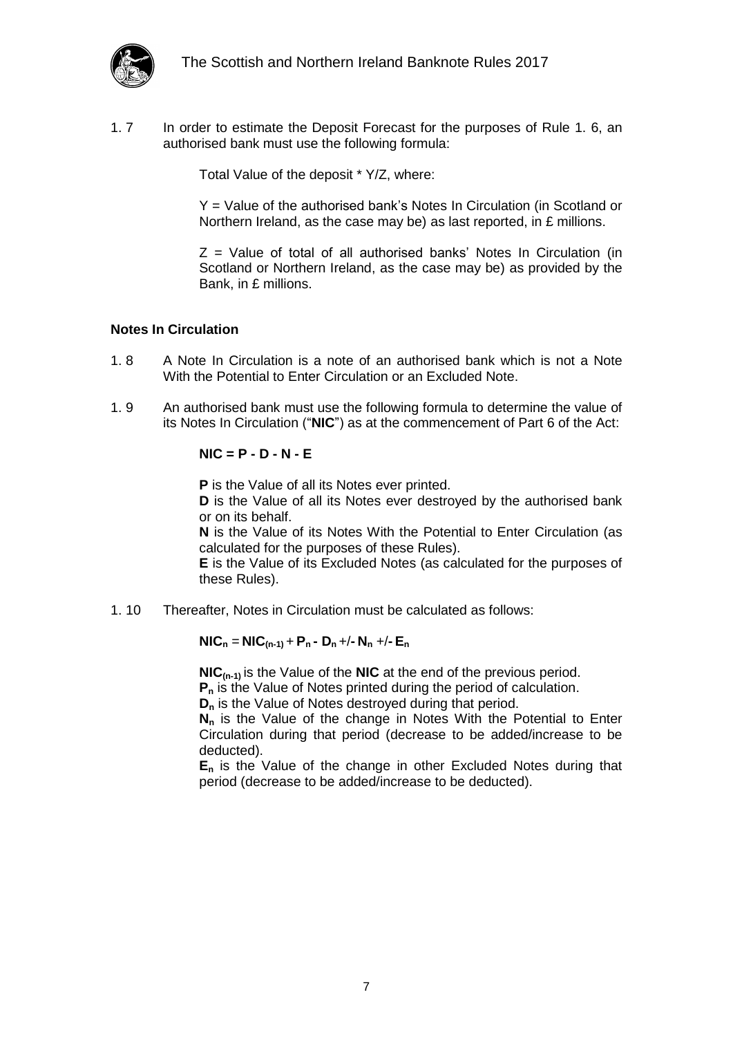1. 7 In order to estimate the Deposit Forecast for the purposes of Rule 1. 6, an authorised bank must use the following formula:

Total Value of the deposit * Y/Z, where:

Y = Value of the authorised bank's Notes In Circulation (in Scotland or Northern Ireland, as the case may be) as last reported, in £ millions.

Z = Value of total of all authorised banks' Notes In Circulation (in Scotland or Northern Ireland, as the case may be) as provided by the Bank, in £ millions.

**Notes In Circulation**

1. 8 A Note In Circulation is a note of an authorised bank which is not a Note With the Potential to Enter Circulation or an Excluded Note.

1. 9 An authorised bank must use the following formula to determine the value of its Notes In Circulation ("**NIC**") as at the commencement of Part 6 of the Act:

$$\mathbf{NIC = P - D - N - E}$$

**P** is the Value of all its Notes ever printed.
**D** is the Value of all its Notes ever destroyed by the authorised bank or on its behalf.
**N** is the Value of its Notes With the Potential to Enter Circulation (as calculated for the purposes of these Rules).
**E** is the Value of its Excluded Notes (as calculated for the purposes of these Rules).

1. 10 Thereafter, Notes in Circulation must be calculated as follows:

$$\mathbf{NIC_n = NIC_{(n-1)} + P_n - D_n +/- N_n +/- E_n}$$

$\mathbf{NIC_{(n-1)}}$ is the Value of the **NIC** at the end of the previous period.
$\mathbf{P_n}$ is the Value of Notes printed during the period of calculation.
$\mathbf{D_n}$ is the Value of Notes destroyed during that period.
$\mathbf{N_n}$ is the Value of the change in Notes With the Potential to Enter Circulation during that period (decrease to be added/increase to be deducted).
$\mathbf{E_n}$ is the Value of the change in other Excluded Notes during that period (decrease to be added/increase to be deducted).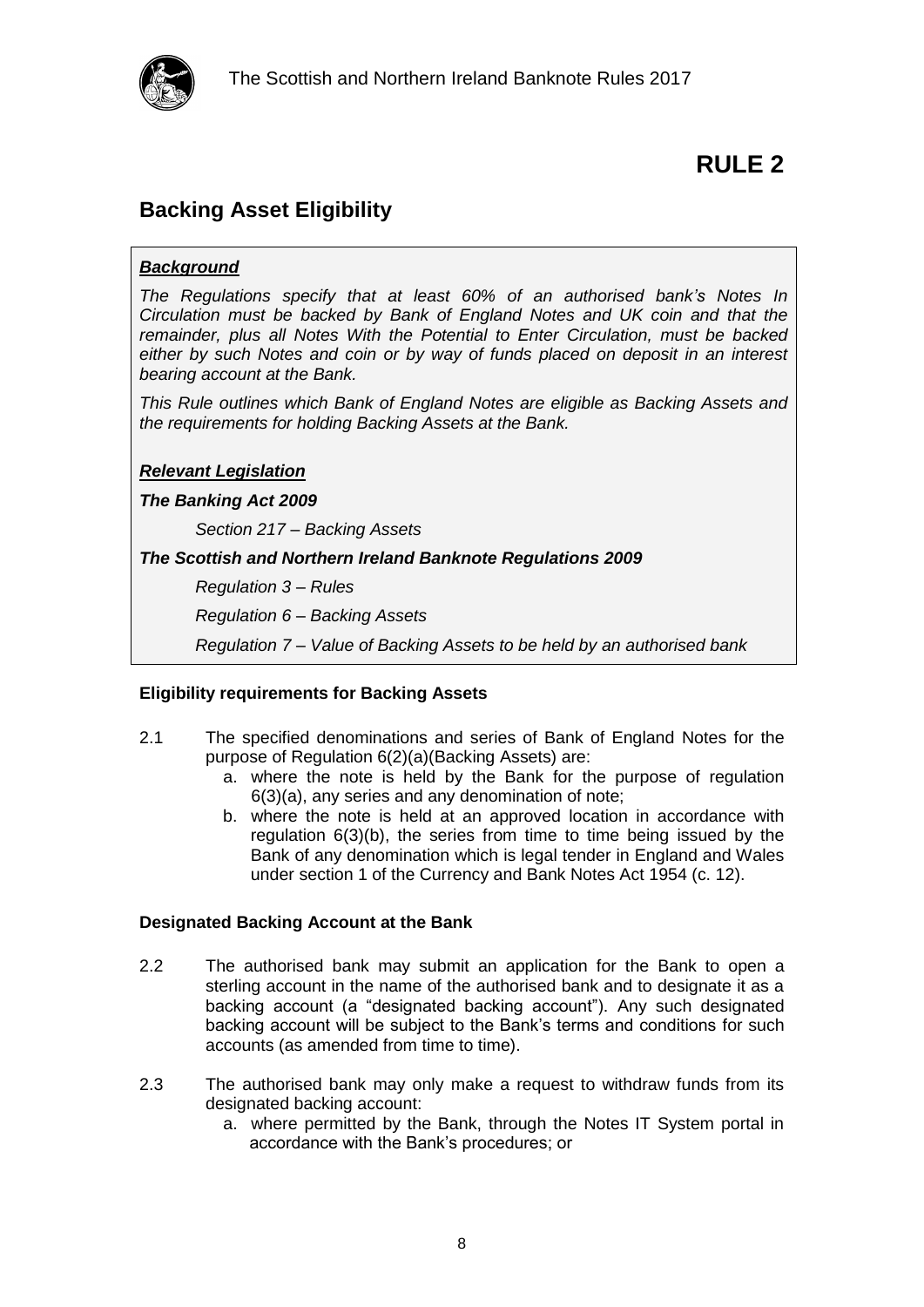# RULE 2

## Backing Asset Eligibility

***Background***

*The Regulations specify that at least 60% of an authorised bank's Notes In Circulation must be backed by Bank of England Notes and UK coin and that the remainder, plus all Notes With the Potential to Enter Circulation, must be backed either by such Notes and coin or by way of funds placed on deposit in an interest bearing account at the Bank.*

*This Rule outlines which Bank of England Notes are eligible as Backing Assets and the requirements for holding Backing Assets at the Bank.*

***Relevant Legislation***

***The Banking Act 2009***

*Section 217 – Backing Assets*

***The Scottish and Northern Ireland Banknote Regulations 2009***

*Regulation 3 – Rules*

*Regulation 6 – Backing Assets*

*Regulation 7 – Value of Backing Assets to be held by an authorised bank*

**Eligibility requirements for Backing Assets**

2.1 The specified denominations and series of Bank of England Notes for the purpose of Regulation 6(2)(a)(Backing Assets) are:

a. where the note is held by the Bank for the purpose of regulation 6(3)(a), any series and any denomination of note;

b. where the note is held at an approved location in accordance with regulation 6(3)(b), the series from time to time being issued by the Bank of any denomination which is legal tender in England and Wales under section 1 of the Currency and Bank Notes Act 1954 (c. 12).

**Designated Backing Account at the Bank**

2.2 The authorised bank may submit an application for the Bank to open a sterling account in the name of the authorised bank and to designate it as a backing account (a "designated backing account"). Any such designated backing account will be subject to the Bank's terms and conditions for such accounts (as amended from time to time).

2.3 The authorised bank may only make a request to withdraw funds from its designated backing account:

a. where permitted by the Bank, through the Notes IT System portal in accordance with the Bank's procedures; or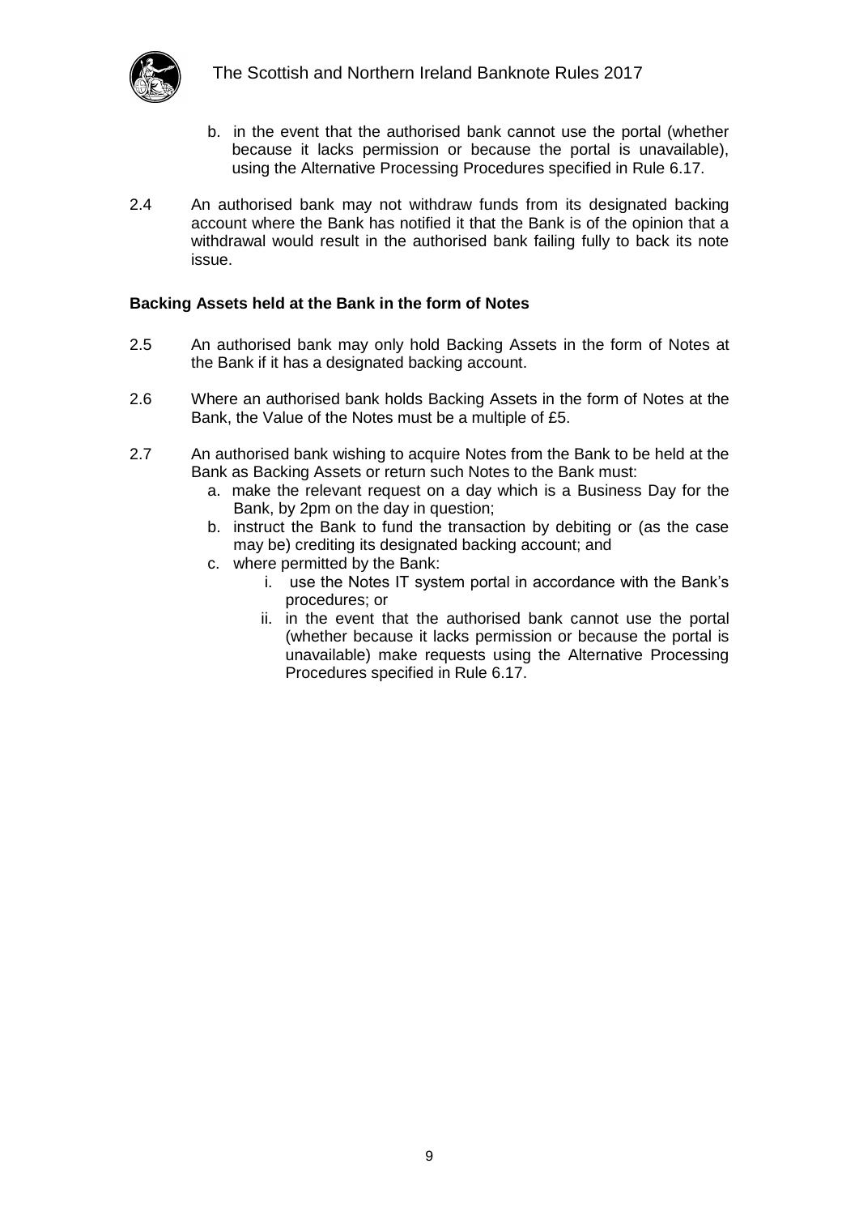b. in the event that the authorised bank cannot use the portal (whether because it lacks permission or because the portal is unavailable), using the Alternative Processing Procedures specified in Rule 6.17.

2.4 An authorised bank may not withdraw funds from its designated backing account where the Bank has notified it that the Bank is of the opinion that a withdrawal would result in the authorised bank failing fully to back its note issue.

**Backing Assets held at the Bank in the form of Notes**

2.5 An authorised bank may only hold Backing Assets in the form of Notes at the Bank if it has a designated backing account.

2.6 Where an authorised bank holds Backing Assets in the form of Notes at the Bank, the Value of the Notes must be a multiple of £5.

2.7 An authorised bank wishing to acquire Notes from the Bank to be held at the Bank as Backing Assets or return such Notes to the Bank must:

   a. make the relevant request on a day which is a Business Day for the Bank, by 2pm on the day in question;
   b. instruct the Bank to fund the transaction by debiting or (as the case may be) crediting its designated backing account; and
   c. where permitted by the Bank:
      i. use the Notes IT system portal in accordance with the Bank's procedures; or
      ii. in the event that the authorised bank cannot use the portal (whether because it lacks permission or because the portal is unavailable) make requests using the Alternative Processing Procedures specified in Rule 6.17.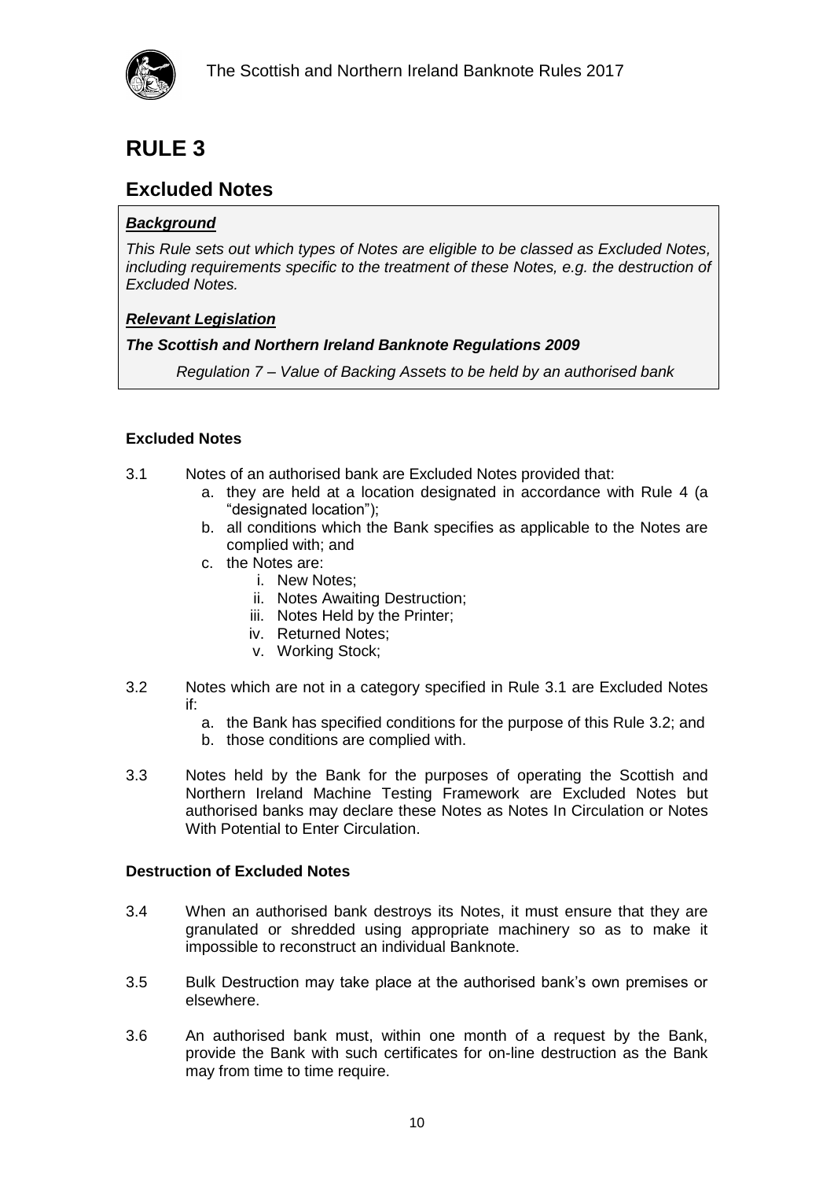# RULE 3

## Excluded Notes

> ***Background***
>
> *This Rule sets out which types of Notes are eligible to be classed as Excluded Notes, including requirements specific to the treatment of these Notes, e.g. the destruction of Excluded Notes.*
>
> ***Relevant Legislation***
>
> ***The Scottish and Northern Ireland Banknote Regulations 2009***
>
> *Regulation 7 – Value of Backing Assets to be held by an authorised bank*

### Excluded Notes

3.1 Notes of an authorised bank are Excluded Notes provided that:

   a. they are held at a location designated in accordance with Rule 4 (a "designated location");
   b. all conditions which the Bank specifies as applicable to the Notes are complied with; and
   c. the Notes are:
      i. New Notes;
      ii. Notes Awaiting Destruction;
      iii. Notes Held by the Printer;
      iv. Returned Notes;
      v. Working Stock;

3.2 Notes which are not in a category specified in Rule 3.1 are Excluded Notes if:

   a. the Bank has specified conditions for the purpose of this Rule 3.2; and
   b. those conditions are complied with.

3.3 Notes held by the Bank for the purposes of operating the Scottish and Northern Ireland Machine Testing Framework are Excluded Notes but authorised banks may declare these Notes as Notes In Circulation or Notes With Potential to Enter Circulation.

### Destruction of Excluded Notes

3.4 When an authorised bank destroys its Notes, it must ensure that they are granulated or shredded using appropriate machinery so as to make it impossible to reconstruct an individual Banknote.

3.5 Bulk Destruction may take place at the authorised bank's own premises or elsewhere.

3.6 An authorised bank must, within one month of a request by the Bank, provide the Bank with such certificates for on-line destruction as the Bank may from time to time require.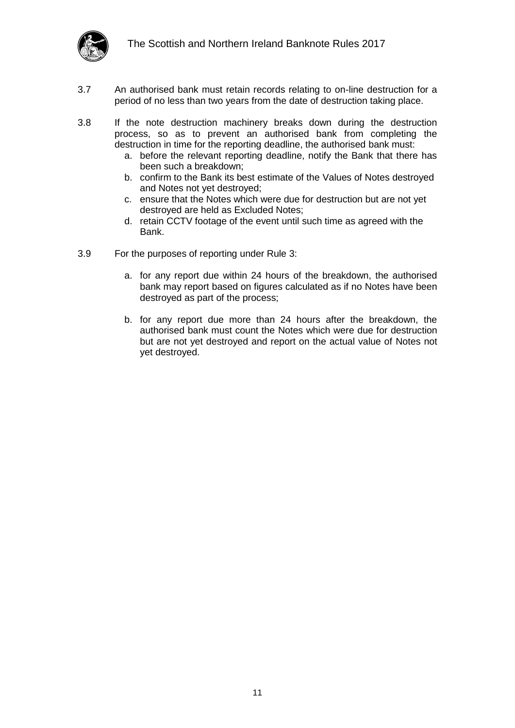3.7 An authorised bank must retain records relating to on-line destruction for a period of no less than two years from the date of destruction taking place.

3.8 If the note destruction machinery breaks down during the destruction process, so as to prevent an authorised bank from completing the destruction in time for the reporting deadline, the authorised bank must:

a. before the relevant reporting deadline, notify the Bank that there has been such a breakdown;
b. confirm to the Bank its best estimate of the Values of Notes destroyed and Notes not yet destroyed;
c. ensure that the Notes which were due for destruction but are not yet destroyed are held as Excluded Notes;
d. retain CCTV footage of the event until such time as agreed with the Bank.

3.9 For the purposes of reporting under Rule 3:

a. for any report due within 24 hours of the breakdown, the authorised bank may report based on figures calculated as if no Notes have been destroyed as part of the process;

b. for any report due more than 24 hours after the breakdown, the authorised bank must count the Notes which were due for destruction but are not yet destroyed and report on the actual value of Notes not yet destroyed.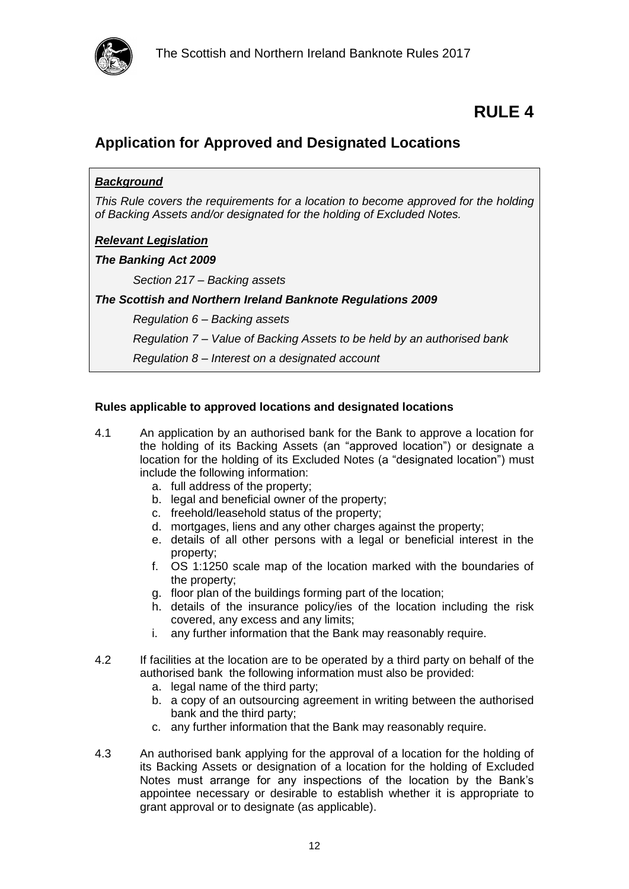# RULE 4

## Application for Approved and Designated Locations

***Background***

*This Rule covers the requirements for a location to become approved for the holding of Backing Assets and/or designated for the holding of Excluded Notes.*

***Relevant Legislation***

***The Banking Act 2009***

*Section 217 – Backing assets*

***The Scottish and Northern Ireland Banknote Regulations 2009***

*Regulation 6 – Backing assets*

*Regulation 7 – Value of Backing Assets to be held by an authorised bank*

*Regulation 8 – Interest on a designated account*

**Rules applicable to approved locations and designated locations**

4.1 An application by an authorised bank for the Bank to approve a location for the holding of its Backing Assets (an "approved location") or designate a location for the holding of its Excluded Notes (a "designated location") must include the following information:

   a. full address of the property;
   b. legal and beneficial owner of the property;
   c. freehold/leasehold status of the property;
   d. mortgages, liens and any other charges against the property;
   e. details of all other persons with a legal or beneficial interest in the property;
   f. OS 1:1250 scale map of the location marked with the boundaries of the property;
   g. floor plan of the buildings forming part of the location;
   h. details of the insurance policy/ies of the location including the risk covered, any excess and any limits;
   i. any further information that the Bank may reasonably require.

4.2 If facilities at the location are to be operated by a third party on behalf of the authorised bank the following information must also be provided:

   a. legal name of the third party;
   b. a copy of an outsourcing agreement in writing between the authorised bank and the third party;
   c. any further information that the Bank may reasonably require.

4.3 An authorised bank applying for the approval of a location for the holding of its Backing Assets or designation of a location for the holding of Excluded Notes must arrange for any inspections of the location by the Bank's appointee necessary or desirable to establish whether it is appropriate to grant approval or to designate (as applicable).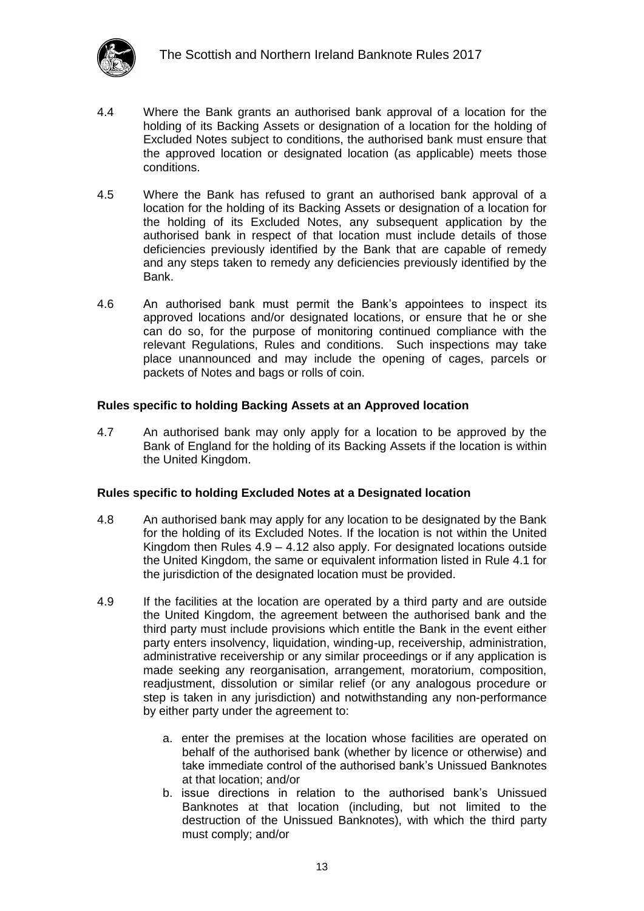4.4 Where the Bank grants an authorised bank approval of a location for the holding of its Backing Assets or designation of a location for the holding of Excluded Notes subject to conditions, the authorised bank must ensure that the approved location or designated location (as applicable) meets those conditions.

4.5 Where the Bank has refused to grant an authorised bank approval of a location for the holding of its Backing Assets or designation of a location for the holding of its Excluded Notes, any subsequent application by the authorised bank in respect of that location must include details of those deficiencies previously identified by the Bank that are capable of remedy and any steps taken to remedy any deficiencies previously identified by the Bank.

4.6 An authorised bank must permit the Bank's appointees to inspect its approved locations and/or designated locations, or ensure that he or she can do so, for the purpose of monitoring continued compliance with the relevant Regulations, Rules and conditions. Such inspections may take place unannounced and may include the opening of cages, parcels or packets of Notes and bags or rolls of coin.

**Rules specific to holding Backing Assets at an Approved location**

4.7 An authorised bank may only apply for a location to be approved by the Bank of England for the holding of its Backing Assets if the location is within the United Kingdom.

**Rules specific to holding Excluded Notes at a Designated location**

4.8 An authorised bank may apply for any location to be designated by the Bank for the holding of its Excluded Notes. If the location is not within the United Kingdom then Rules 4.9 – 4.12 also apply. For designated locations outside the United Kingdom, the same or equivalent information listed in Rule 4.1 for the jurisdiction of the designated location must be provided.

4.9 If the facilities at the location are operated by a third party and are outside the United Kingdom, the agreement between the authorised bank and the third party must include provisions which entitle the Bank in the event either party enters insolvency, liquidation, winding-up, receivership, administration, administrative receivership or any similar proceedings or if any application is made seeking any reorganisation, arrangement, moratorium, composition, readjustment, dissolution or similar relief (or any analogous procedure or step is taken in any jurisdiction) and notwithstanding any non-performance by either party under the agreement to:

a. enter the premises at the location whose facilities are operated on behalf of the authorised bank (whether by licence or otherwise) and take immediate control of the authorised bank's Unissued Banknotes at that location; and/or
b. issue directions in relation to the authorised bank's Unissued Banknotes at that location (including, but not limited to the destruction of the Unissued Banknotes), with which the third party must comply; and/or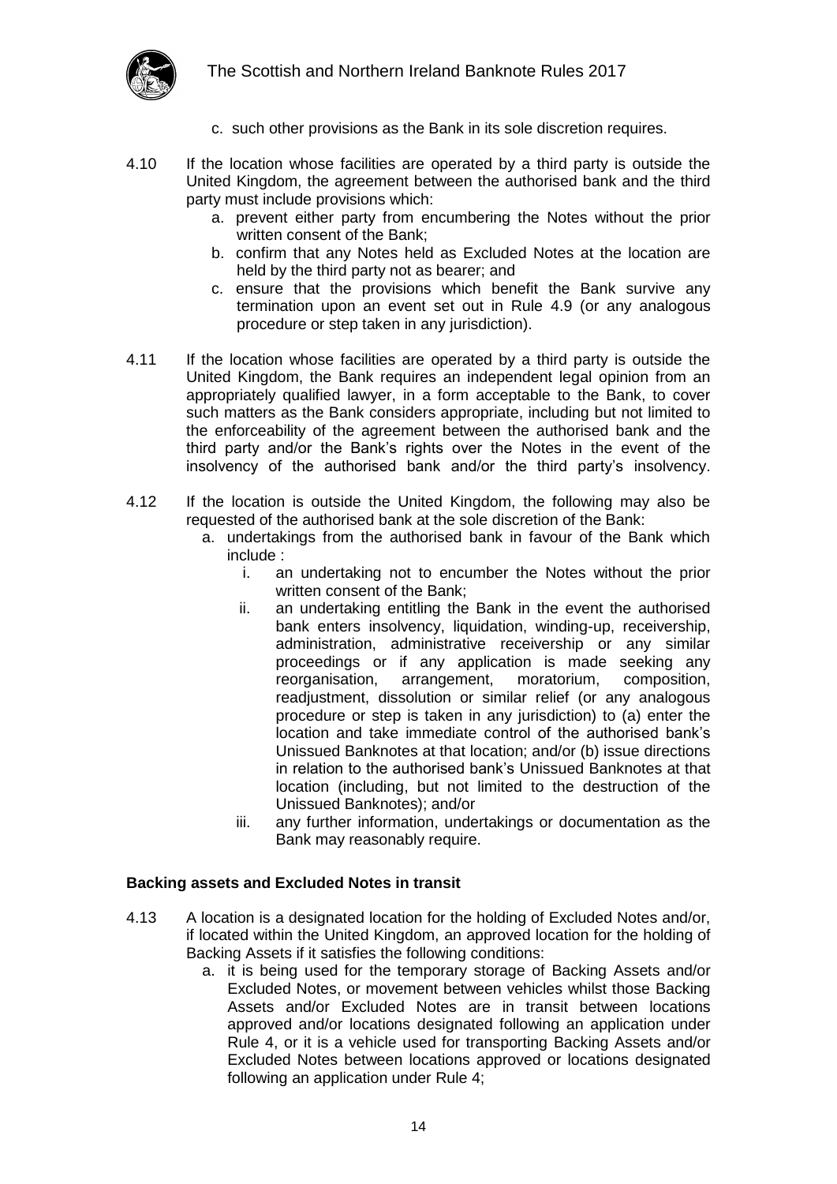c. such other provisions as the Bank in its sole discretion requires.

4.10 If the location whose facilities are operated by a third party is outside the United Kingdom, the agreement between the authorised bank and the third party must include provisions which:

a. prevent either party from encumbering the Notes without the prior written consent of the Bank;
b. confirm that any Notes held as Excluded Notes at the location are held by the third party not as bearer; and
c. ensure that the provisions which benefit the Bank survive any termination upon an event set out in Rule 4.9 (or any analogous procedure or step taken in any jurisdiction).

4.11 If the location whose facilities are operated by a third party is outside the United Kingdom, the Bank requires an independent legal opinion from an appropriately qualified lawyer, in a form acceptable to the Bank, to cover such matters as the Bank considers appropriate, including but not limited to the enforceability of the agreement between the authorised bank and the third party and/or the Bank's rights over the Notes in the event of the insolvency of the authorised bank and/or the third party's insolvency.

4.12 If the location is outside the United Kingdom, the following may also be requested of the authorised bank at the sole discretion of the Bank:

a. undertakings from the authorised bank in favour of the Bank which include :
   i. an undertaking not to encumber the Notes without the prior written consent of the Bank;
   ii. an undertaking entitling the Bank in the event the authorised bank enters insolvency, liquidation, winding-up, receivership, administration, administrative receivership or any similar proceedings or if any application is made seeking any reorganisation, arrangement, moratorium, composition, readjustment, dissolution or similar relief (or any analogous procedure or step is taken in any jurisdiction) to (a) enter the location and take immediate control of the authorised bank's Unissued Banknotes at that location; and/or (b) issue directions in relation to the authorised bank's Unissued Banknotes at that location (including, but not limited to the destruction of the Unissued Banknotes); and/or
   iii. any further information, undertakings or documentation as the Bank may reasonably require.

**Backing assets and Excluded Notes in transit**

4.13 A location is a designated location for the holding of Excluded Notes and/or, if located within the United Kingdom, an approved location for the holding of Backing Assets if it satisfies the following conditions:

a. it is being used for the temporary storage of Backing Assets and/or Excluded Notes, or movement between vehicles whilst those Backing Assets and/or Excluded Notes are in transit between locations approved and/or locations designated following an application under Rule 4, or it is a vehicle used for transporting Backing Assets and/or Excluded Notes between locations approved or locations designated following an application under Rule 4;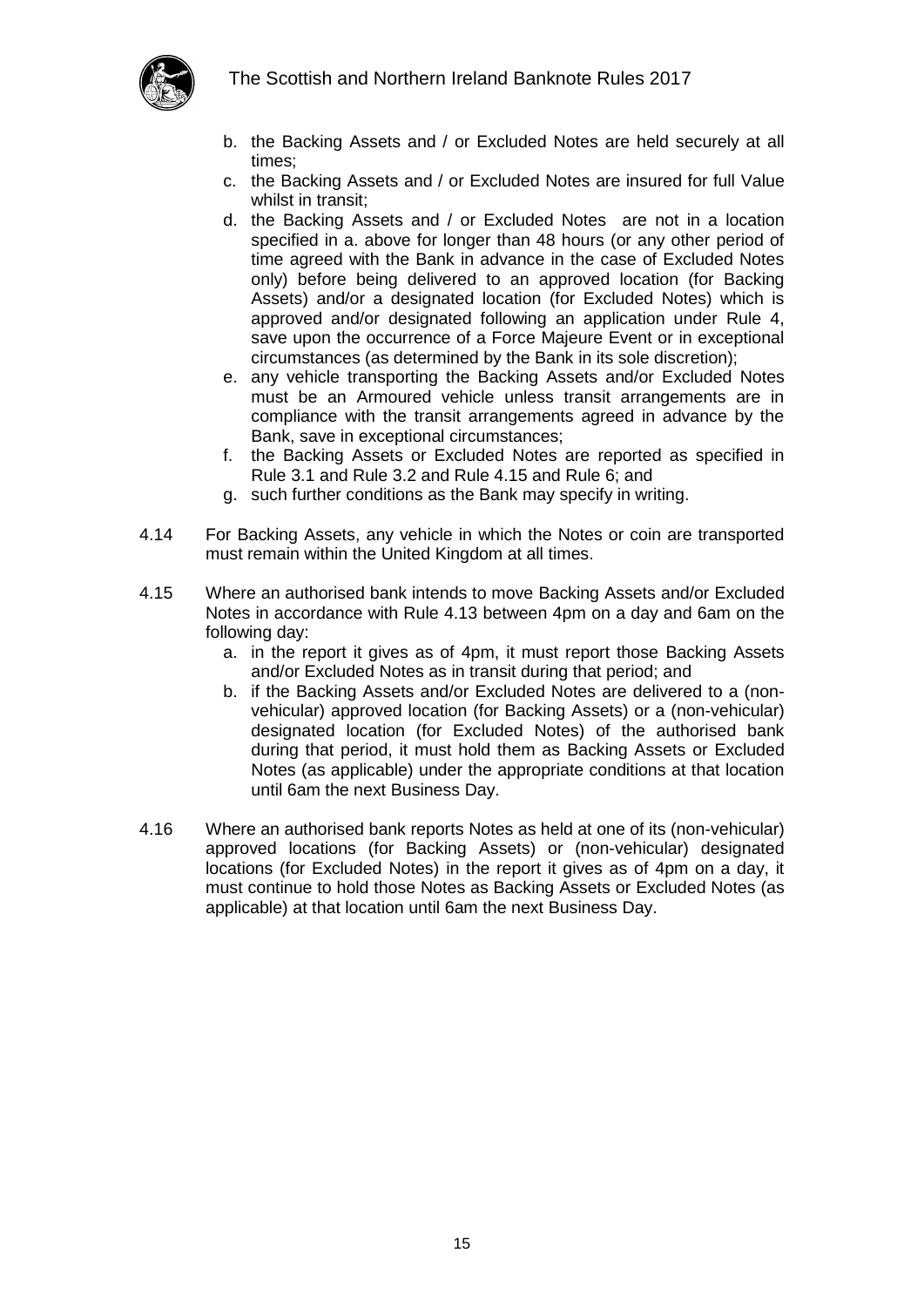b. the Backing Assets and / or Excluded Notes are held securely at all times;
c. the Backing Assets and / or Excluded Notes are insured for full Value whilst in transit;
d. the Backing Assets and / or Excluded Notes are not in a location specified in a. above for longer than 48 hours (or any other period of time agreed with the Bank in advance in the case of Excluded Notes only) before being delivered to an approved location (for Backing Assets) and/or a designated location (for Excluded Notes) which is approved and/or designated following an application under Rule 4, save upon the occurrence of a Force Majeure Event or in exceptional circumstances (as determined by the Bank in its sole discretion);
e. any vehicle transporting the Backing Assets and/or Excluded Notes must be an Armoured vehicle unless transit arrangements are in compliance with the transit arrangements agreed in advance by the Bank, save in exceptional circumstances;
f. the Backing Assets or Excluded Notes are reported as specified in Rule 3.1 and Rule 3.2 and Rule 4.15 and Rule 6; and
g. such further conditions as the Bank may specify in writing.

4.14 For Backing Assets, any vehicle in which the Notes or coin are transported must remain within the United Kingdom at all times.

4.15 Where an authorised bank intends to move Backing Assets and/or Excluded Notes in accordance with Rule 4.13 between 4pm on a day and 6am on the following day:

a. in the report it gives as of 4pm, it must report those Backing Assets and/or Excluded Notes as in transit during that period; and
b. if the Backing Assets and/or Excluded Notes are delivered to a (non-vehicular) approved location (for Backing Assets) or a (non-vehicular) designated location (for Excluded Notes) of the authorised bank during that period, it must hold them as Backing Assets or Excluded Notes (as applicable) under the appropriate conditions at that location until 6am the next Business Day.

4.16 Where an authorised bank reports Notes as held at one of its (non-vehicular) approved locations (for Backing Assets) or (non-vehicular) designated locations (for Excluded Notes) in the report it gives as of 4pm on a day, it must continue to hold those Notes as Backing Assets or Excluded Notes (as applicable) at that location until 6am the next Business Day.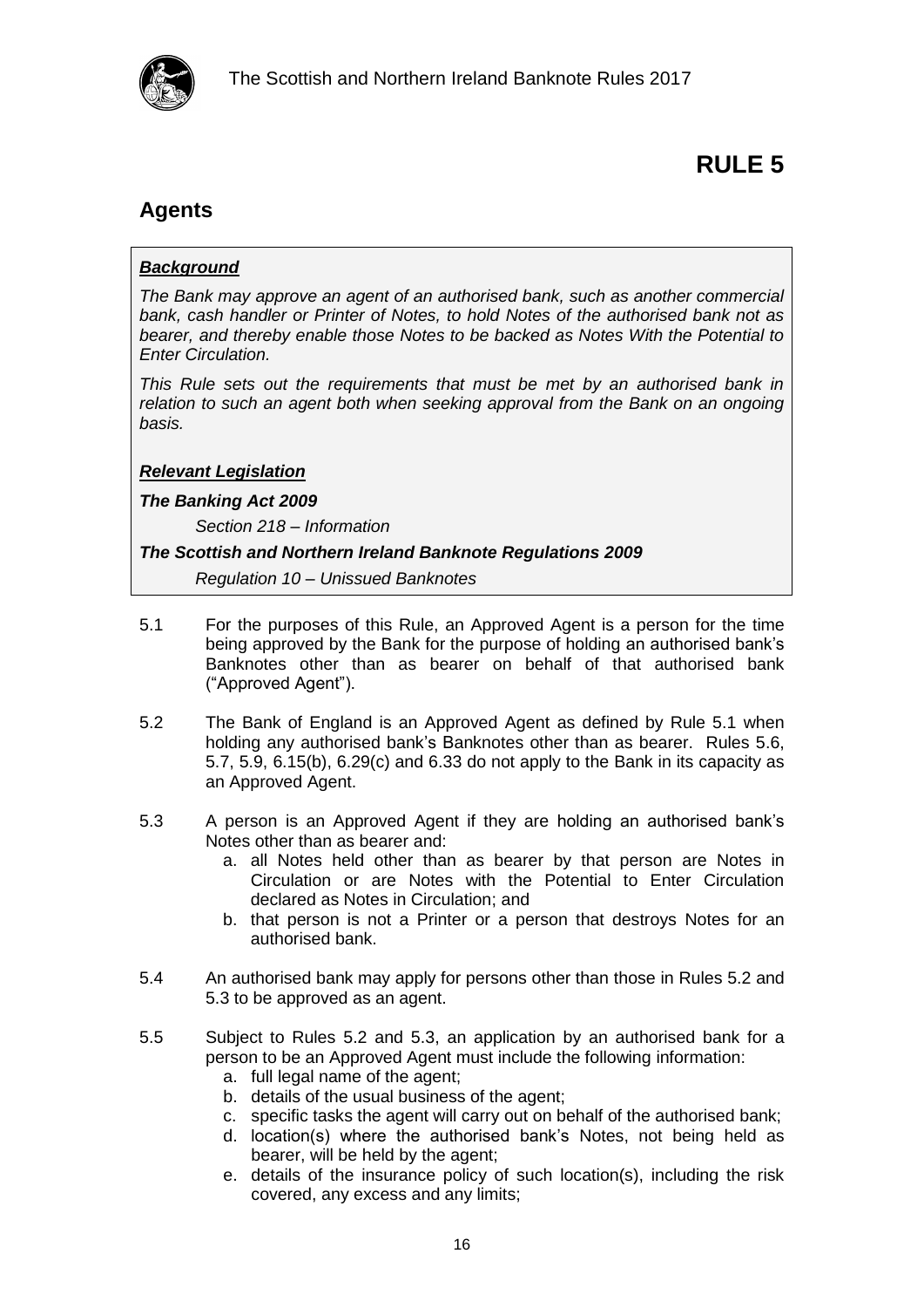# RULE 5

## Agents

***Background***

*The Bank may approve an agent of an authorised bank, such as another commercial bank, cash handler or Printer of Notes, to hold Notes of the authorised bank not as bearer, and thereby enable those Notes to be backed as Notes With the Potential to Enter Circulation.*

*This Rule sets out the requirements that must be met by an authorised bank in relation to such an agent both when seeking approval from the Bank on an ongoing basis.*

***Relevant Legislation***

***The Banking Act 2009***

*Section 218 – Information*

***The Scottish and Northern Ireland Banknote Regulations 2009***

*Regulation 10 – Unissued Banknotes*

5.1 For the purposes of this Rule, an Approved Agent is a person for the time being approved by the Bank for the purpose of holding an authorised bank's Banknotes other than as bearer on behalf of that authorised bank ("Approved Agent").

5.2 The Bank of England is an Approved Agent as defined by Rule 5.1 when holding any authorised bank's Banknotes other than as bearer. Rules 5.6, 5.7, 5.9, 6.15(b), 6.29(c) and 6.33 do not apply to the Bank in its capacity as an Approved Agent.

5.3 A person is an Approved Agent if they are holding an authorised bank's Notes other than as bearer and:

a. all Notes held other than as bearer by that person are Notes in Circulation or are Notes with the Potential to Enter Circulation declared as Notes in Circulation; and
b. that person is not a Printer or a person that destroys Notes for an authorised bank.

5.4 An authorised bank may apply for persons other than those in Rules 5.2 and 5.3 to be approved as an agent.

5.5 Subject to Rules 5.2 and 5.3, an application by an authorised bank for a person to be an Approved Agent must include the following information:

a. full legal name of the agent;
b. details of the usual business of the agent;
c. specific tasks the agent will carry out on behalf of the authorised bank;
d. location(s) where the authorised bank's Notes, not being held as bearer, will be held by the agent;
e. details of the insurance policy of such location(s), including the risk covered, any excess and any limits;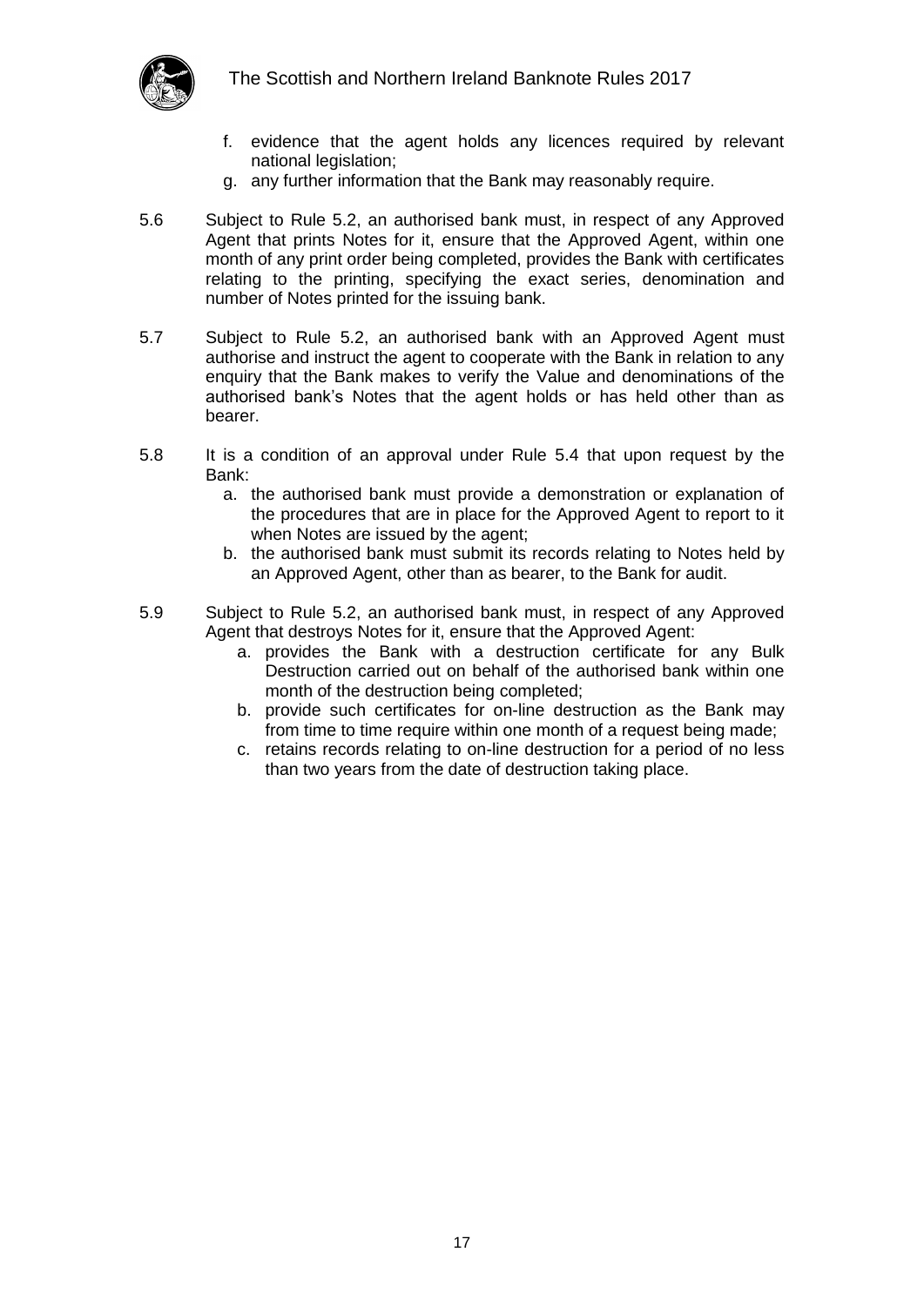f. evidence that the agent holds any licences required by relevant national legislation;
g. any further information that the Bank may reasonably require.

5.6 Subject to Rule 5.2, an authorised bank must, in respect of any Approved Agent that prints Notes for it, ensure that the Approved Agent, within one month of any print order being completed, provides the Bank with certificates relating to the printing, specifying the exact series, denomination and number of Notes printed for the issuing bank.

5.7 Subject to Rule 5.2, an authorised bank with an Approved Agent must authorise and instruct the agent to cooperate with the Bank in relation to any enquiry that the Bank makes to verify the Value and denominations of the authorised bank's Notes that the agent holds or has held other than as bearer.

5.8 It is a condition of an approval under Rule 5.4 that upon request by the Bank:

a. the authorised bank must provide a demonstration or explanation of the procedures that are in place for the Approved Agent to report to it when Notes are issued by the agent;
b. the authorised bank must submit its records relating to Notes held by an Approved Agent, other than as bearer, to the Bank for audit.

5.9 Subject to Rule 5.2, an authorised bank must, in respect of any Approved Agent that destroys Notes for it, ensure that the Approved Agent:

a. provides the Bank with a destruction certificate for any Bulk Destruction carried out on behalf of the authorised bank within one month of the destruction being completed;
b. provide such certificates for on-line destruction as the Bank may from time to time require within one month of a request being made;
c. retains records relating to on-line destruction for a period of no less than two years from the date of destruction taking place.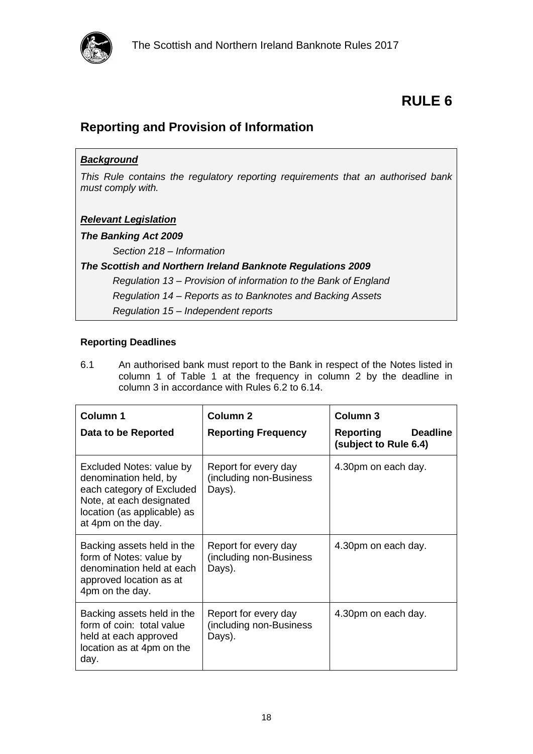# RULE 6

## Reporting and Provision of Information

***Background***

*This Rule contains the regulatory reporting requirements that an authorised bank must comply with.*

***Relevant Legislation***

***The Banking Act 2009***

*Section 218 – Information*

***The Scottish and Northern Ireland Banknote Regulations 2009***

*Regulation 13 – Provision of information to the Bank of England*

*Regulation 14 – Reports as to Banknotes and Backing Assets*

*Regulation 15 – Independent reports*

**Reporting Deadlines**

6.1 An authorised bank must report to the Bank in respect of the Notes listed in column 1 of Table 1 at the frequency in column 2 by the deadline in column 3 in accordance with Rules 6.2 to 6.14.

| **Column 1** <br> **Data to be Reported** | **Column 2** <br> **Reporting Frequency** | **Column 3** <br> **Reporting Deadline (subject to Rule 6.4)** |
|---|---|---|
| Excluded Notes: value by denomination held, by each category of Excluded Note, at each designated location (as applicable) as at 4pm on the day. | Report for every day (including non-Business Days). | 4.30pm on each day. |
| Backing assets held in the form of Notes: value by denomination held at each approved location as at 4pm on the day. | Report for every day (including non-Business Days). | 4.30pm on each day. |
| Backing assets held in the form of coin: total value held at each approved location as at 4pm on the day. | Report for every day (including non-Business Days). | 4.30pm on each day. |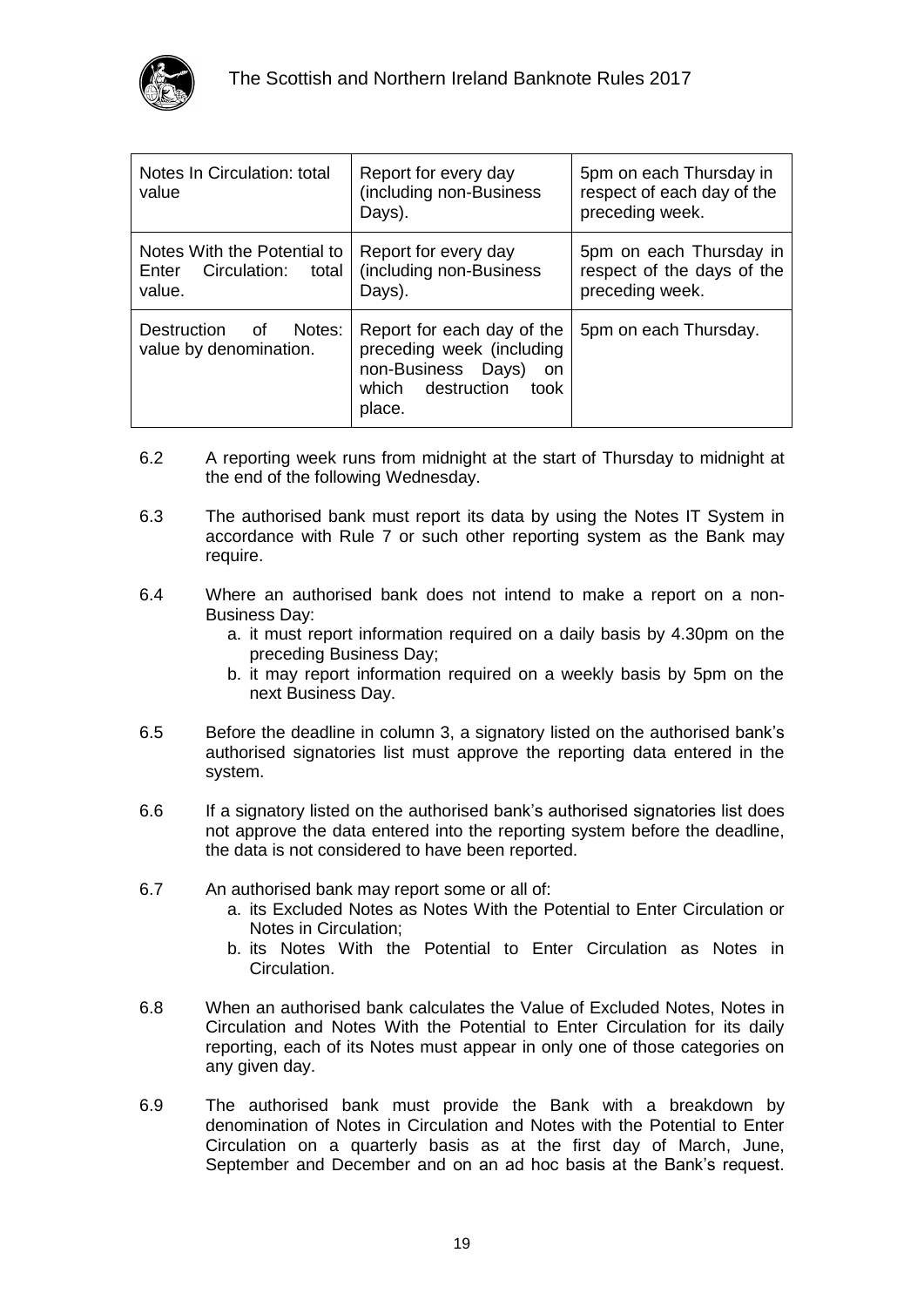| Notes In Circulation: total value | Report for every day (including non-Business Days). | 5pm on each Thursday in respect of each day of the preceding week. |
|---|---|---|
| Notes With the Potential to Enter Circulation: total value. | Report for every day (including non-Business Days). | 5pm on each Thursday in respect of the days of the preceding week. |
| Destruction of Notes: value by denomination. | Report for each day of the preceding week (including non-Business Days) on which destruction took place. | 5pm on each Thursday. |

6.2 A reporting week runs from midnight at the start of Thursday to midnight at the end of the following Wednesday.

6.3 The authorised bank must report its data by using the Notes IT System in accordance with Rule 7 or such other reporting system as the Bank may require.

6.4 Where an authorised bank does not intend to make a report on a non-Business Day:

  a. it must report information required on a daily basis by 4.30pm on the preceding Business Day;
  b. it may report information required on a weekly basis by 5pm on the next Business Day.

6.5 Before the deadline in column 3, a signatory listed on the authorised bank's authorised signatories list must approve the reporting data entered in the system.

6.6 If a signatory listed on the authorised bank's authorised signatories list does not approve the data entered into the reporting system before the deadline, the data is not considered to have been reported.

6.7 An authorised bank may report some or all of:

  a. its Excluded Notes as Notes With the Potential to Enter Circulation or Notes in Circulation;
  b. its Notes With the Potential to Enter Circulation as Notes in Circulation.

6.8 When an authorised bank calculates the Value of Excluded Notes, Notes in Circulation and Notes With the Potential to Enter Circulation for its daily reporting, each of its Notes must appear in only one of those categories on any given day.

6.9 The authorised bank must provide the Bank with a breakdown by denomination of Notes in Circulation and Notes with the Potential to Enter Circulation on a quarterly basis as at the first day of March, June, September and December and on an ad hoc basis at the Bank's request.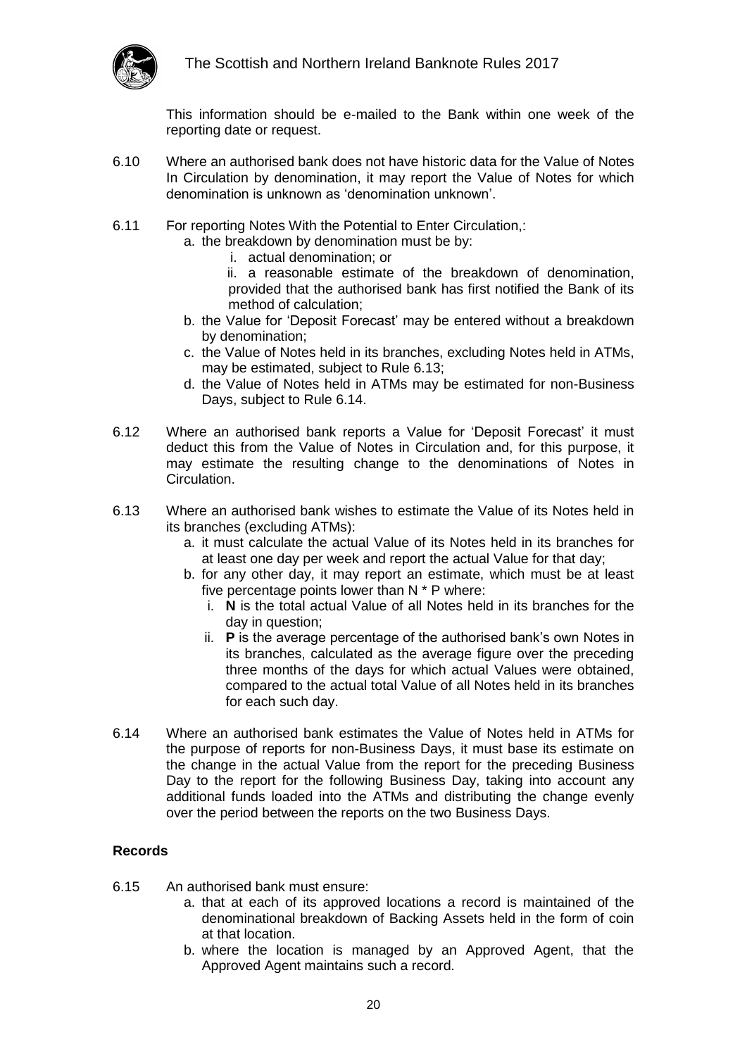This information should be e-mailed to the Bank within one week of the reporting date or request.

6.10 Where an authorised bank does not have historic data for the Value of Notes In Circulation by denomination, it may report the Value of Notes for which denomination is unknown as 'denomination unknown'.

6.11 For reporting Notes With the Potential to Enter Circulation,:

   a. the breakdown by denomination must be by:

      i. actual denomination; or

      ii. a reasonable estimate of the breakdown of denomination, provided that the authorised bank has first notified the Bank of its method of calculation;

   b. the Value for 'Deposit Forecast' may be entered without a breakdown by denomination;

   c. the Value of Notes held in its branches, excluding Notes held in ATMs, may be estimated, subject to Rule 6.13;

   d. the Value of Notes held in ATMs may be estimated for non-Business Days, subject to Rule 6.14.

6.12 Where an authorised bank reports a Value for 'Deposit Forecast' it must deduct this from the Value of Notes in Circulation and, for this purpose, it may estimate the resulting change to the denominations of Notes in Circulation.

6.13 Where an authorised bank wishes to estimate the Value of its Notes held in its branches (excluding ATMs):

   a. it must calculate the actual Value of its Notes held in its branches for at least one day per week and report the actual Value for that day;

   b. for any other day, it may report an estimate, which must be at least five percentage points lower than N * P where:

      i. **N** is the total actual Value of all Notes held in its branches for the day in question;

      ii. **P** is the average percentage of the authorised bank's own Notes in its branches, calculated as the average figure over the preceding three months of the days for which actual Values were obtained, compared to the actual total Value of all Notes held in its branches for each such day.

6.14 Where an authorised bank estimates the Value of Notes held in ATMs for the purpose of reports for non-Business Days, it must base its estimate on the change in the actual Value from the report for the preceding Business Day to the report for the following Business Day, taking into account any additional funds loaded into the ATMs and distributing the change evenly over the period between the reports on the two Business Days.

**Records**

6.15 An authorised bank must ensure:

   a. that at each of its approved locations a record is maintained of the denominational breakdown of Backing Assets held in the form of coin at that location.

   b. where the location is managed by an Approved Agent, that the Approved Agent maintains such a record.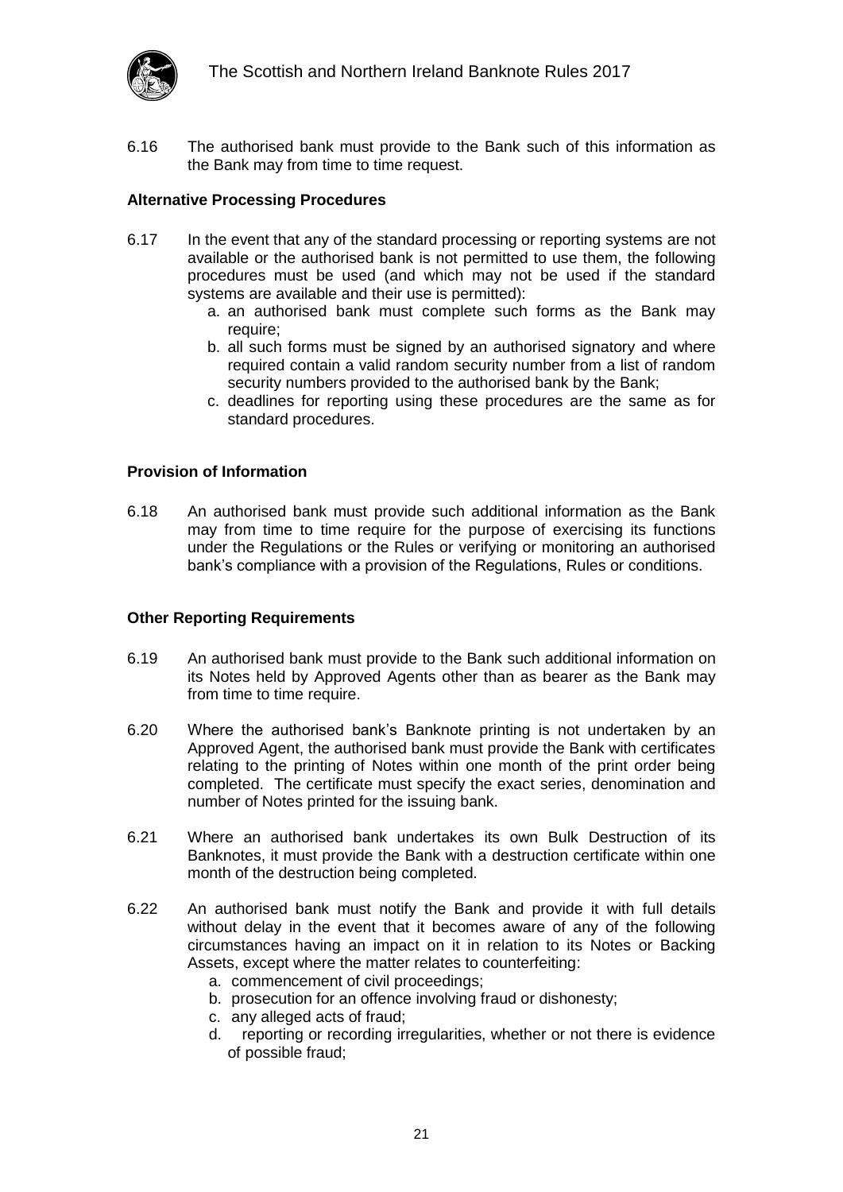6.16 The authorised bank must provide to the Bank such of this information as the Bank may from time to time request.

**Alternative Processing Procedures**

6.17 In the event that any of the standard processing or reporting systems are not available or the authorised bank is not permitted to use them, the following procedures must be used (and which may not be used if the standard systems are available and their use is permitted):

a. an authorised bank must complete such forms as the Bank may require;
b. all such forms must be signed by an authorised signatory and where required contain a valid random security number from a list of random security numbers provided to the authorised bank by the Bank;
c. deadlines for reporting using these procedures are the same as for standard procedures.

**Provision of Information**

6.18 An authorised bank must provide such additional information as the Bank may from time to time require for the purpose of exercising its functions under the Regulations or the Rules or verifying or monitoring an authorised bank's compliance with a provision of the Regulations, Rules or conditions.

**Other Reporting Requirements**

6.19 An authorised bank must provide to the Bank such additional information on its Notes held by Approved Agents other than as bearer as the Bank may from time to time require.

6.20 Where the authorised bank's Banknote printing is not undertaken by an Approved Agent, the authorised bank must provide the Bank with certificates relating to the printing of Notes within one month of the print order being completed. The certificate must specify the exact series, denomination and number of Notes printed for the issuing bank.

6.21 Where an authorised bank undertakes its own Bulk Destruction of its Banknotes, it must provide the Bank with a destruction certificate within one month of the destruction being completed.

6.22 An authorised bank must notify the Bank and provide it with full details without delay in the event that it becomes aware of any of the following circumstances having an impact on it in relation to its Notes or Backing Assets, except where the matter relates to counterfeiting:

a. commencement of civil proceedings;
b. prosecution for an offence involving fraud or dishonesty;
c. any alleged acts of fraud;
d. reporting or recording irregularities, whether or not there is evidence of possible fraud;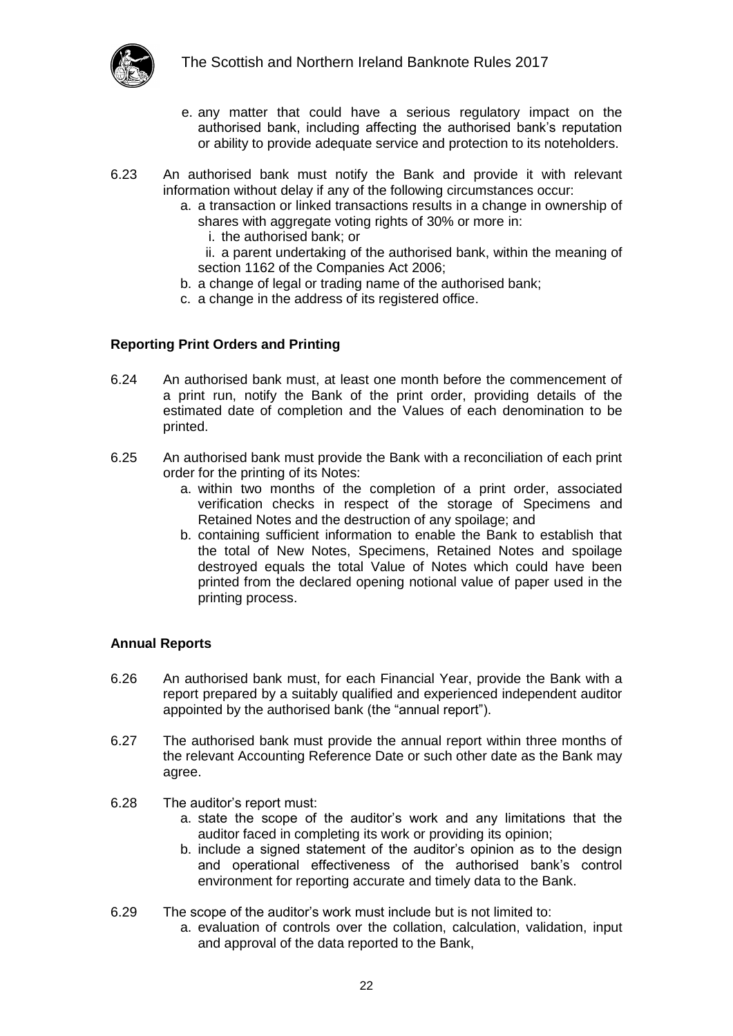e. any matter that could have a serious regulatory impact on the authorised bank, including affecting the authorised bank's reputation or ability to provide adequate service and protection to its noteholders.

6.23 An authorised bank must notify the Bank and provide it with relevant information without delay if any of the following circumstances occur:

a. a transaction or linked transactions results in a change in ownership of shares with aggregate voting rights of 30% or more in:
   i. the authorised bank; or
   ii. a parent undertaking of the authorised bank, within the meaning of section 1162 of the Companies Act 2006;
b. a change of legal or trading name of the authorised bank;
c. a change in the address of its registered office.

**Reporting Print Orders and Printing**

6.24 An authorised bank must, at least one month before the commencement of a print run, notify the Bank of the print order, providing details of the estimated date of completion and the Values of each denomination to be printed.

6.25 An authorised bank must provide the Bank with a reconciliation of each print order for the printing of its Notes:

a. within two months of the completion of a print order, associated verification checks in respect of the storage of Specimens and Retained Notes and the destruction of any spoilage; and
b. containing sufficient information to enable the Bank to establish that the total of New Notes, Specimens, Retained Notes and spoilage destroyed equals the total Value of Notes which could have been printed from the declared opening notional value of paper used in the printing process.

**Annual Reports**

6.26 An authorised bank must, for each Financial Year, provide the Bank with a report prepared by a suitably qualified and experienced independent auditor appointed by the authorised bank (the "annual report").

6.27 The authorised bank must provide the annual report within three months of the relevant Accounting Reference Date or such other date as the Bank may agree.

6.28 The auditor's report must:

a. state the scope of the auditor's work and any limitations that the auditor faced in completing its work or providing its opinion;
b. include a signed statement of the auditor's opinion as to the design and operational effectiveness of the authorised bank's control environment for reporting accurate and timely data to the Bank.

6.29 The scope of the auditor's work must include but is not limited to:

a. evaluation of controls over the collation, calculation, validation, input and approval of the data reported to the Bank,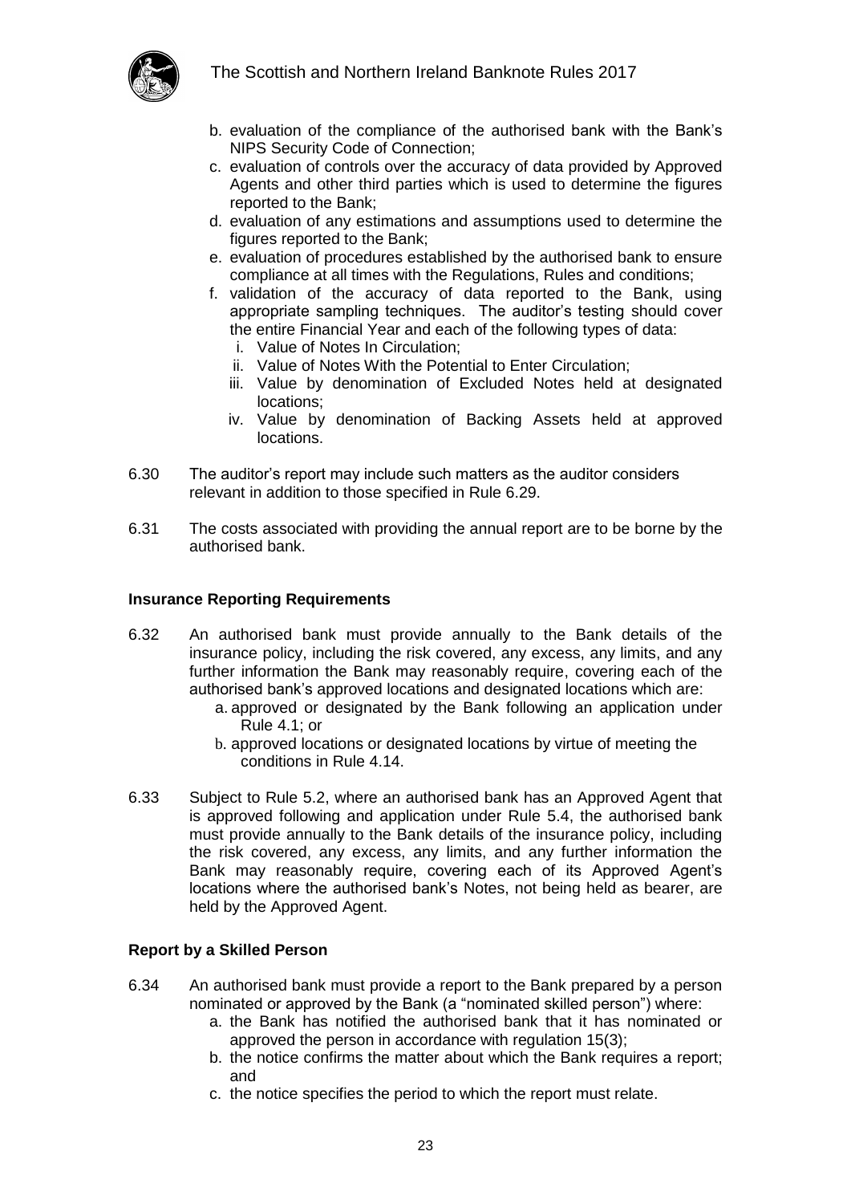b. evaluation of the compliance of the authorised bank with the Bank's NIPS Security Code of Connection;
c. evaluation of controls over the accuracy of data provided by Approved Agents and other third parties which is used to determine the figures reported to the Bank;
d. evaluation of any estimations and assumptions used to determine the figures reported to the Bank;
e. evaluation of procedures established by the authorised bank to ensure compliance at all times with the Regulations, Rules and conditions;
f. validation of the accuracy of data reported to the Bank, using appropriate sampling techniques. The auditor's testing should cover the entire Financial Year and each of the following types of data:
   i. Value of Notes In Circulation;
   ii. Value of Notes With the Potential to Enter Circulation;
   iii. Value by denomination of Excluded Notes held at designated locations;
   iv. Value by denomination of Backing Assets held at approved locations.

6.30 The auditor's report may include such matters as the auditor considers relevant in addition to those specified in Rule 6.29.

6.31 The costs associated with providing the annual report are to be borne by the authorised bank.

**Insurance Reporting Requirements**

6.32 An authorised bank must provide annually to the Bank details of the insurance policy, including the risk covered, any excess, any limits, and any further information the Bank may reasonably require, covering each of the authorised bank's approved locations and designated locations which are:
   a. approved or designated by the Bank following an application under Rule 4.1; or
   b. approved locations or designated locations by virtue of meeting the conditions in Rule 4.14.

6.33 Subject to Rule 5.2, where an authorised bank has an Approved Agent that is approved following and application under Rule 5.4, the authorised bank must provide annually to the Bank details of the insurance policy, including the risk covered, any excess, any limits, and any further information the Bank may reasonably require, covering each of its Approved Agent's locations where the authorised bank's Notes, not being held as bearer, are held by the Approved Agent.

**Report by a Skilled Person**

6.34 An authorised bank must provide a report to the Bank prepared by a person nominated or approved by the Bank (a "nominated skilled person") where:
   a. the Bank has notified the authorised bank that it has nominated or approved the person in accordance with regulation 15(3);
   b. the notice confirms the matter about which the Bank requires a report; and
   c. the notice specifies the period to which the report must relate.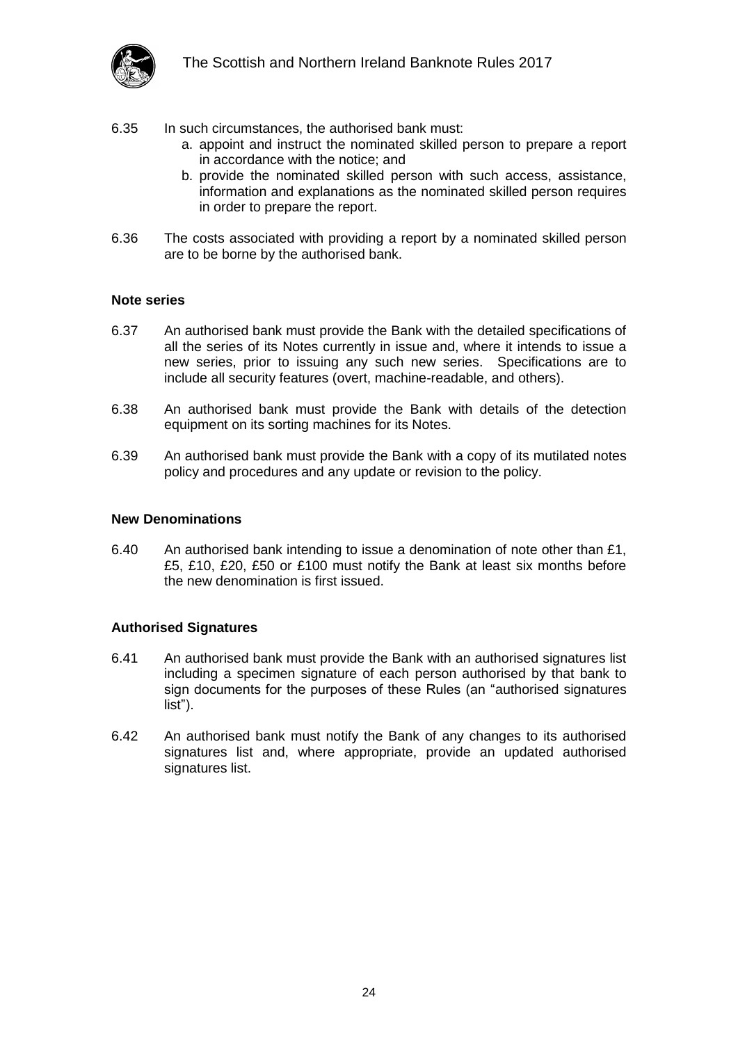6.35 In such circumstances, the authorised bank must:

a. appoint and instruct the nominated skilled person to prepare a report in accordance with the notice; and

b. provide the nominated skilled person with such access, assistance, information and explanations as the nominated skilled person requires in order to prepare the report.

6.36 The costs associated with providing a report by a nominated skilled person are to be borne by the authorised bank.

**Note series**

6.37 An authorised bank must provide the Bank with the detailed specifications of all the series of its Notes currently in issue and, where it intends to issue a new series, prior to issuing any such new series. Specifications are to include all security features (overt, machine-readable, and others).

6.38 An authorised bank must provide the Bank with details of the detection equipment on its sorting machines for its Notes.

6.39 An authorised bank must provide the Bank with a copy of its mutilated notes policy and procedures and any update or revision to the policy.

**New Denominations**

6.40 An authorised bank intending to issue a denomination of note other than £1, £5, £10, £20, £50 or £100 must notify the Bank at least six months before the new denomination is first issued.

**Authorised Signatures**

6.41 An authorised bank must provide the Bank with an authorised signatures list including a specimen signature of each person authorised by that bank to sign documents for the purposes of these Rules (an "authorised signatures list").

6.42 An authorised bank must notify the Bank of any changes to its authorised signatures list and, where appropriate, provide an updated authorised signatures list.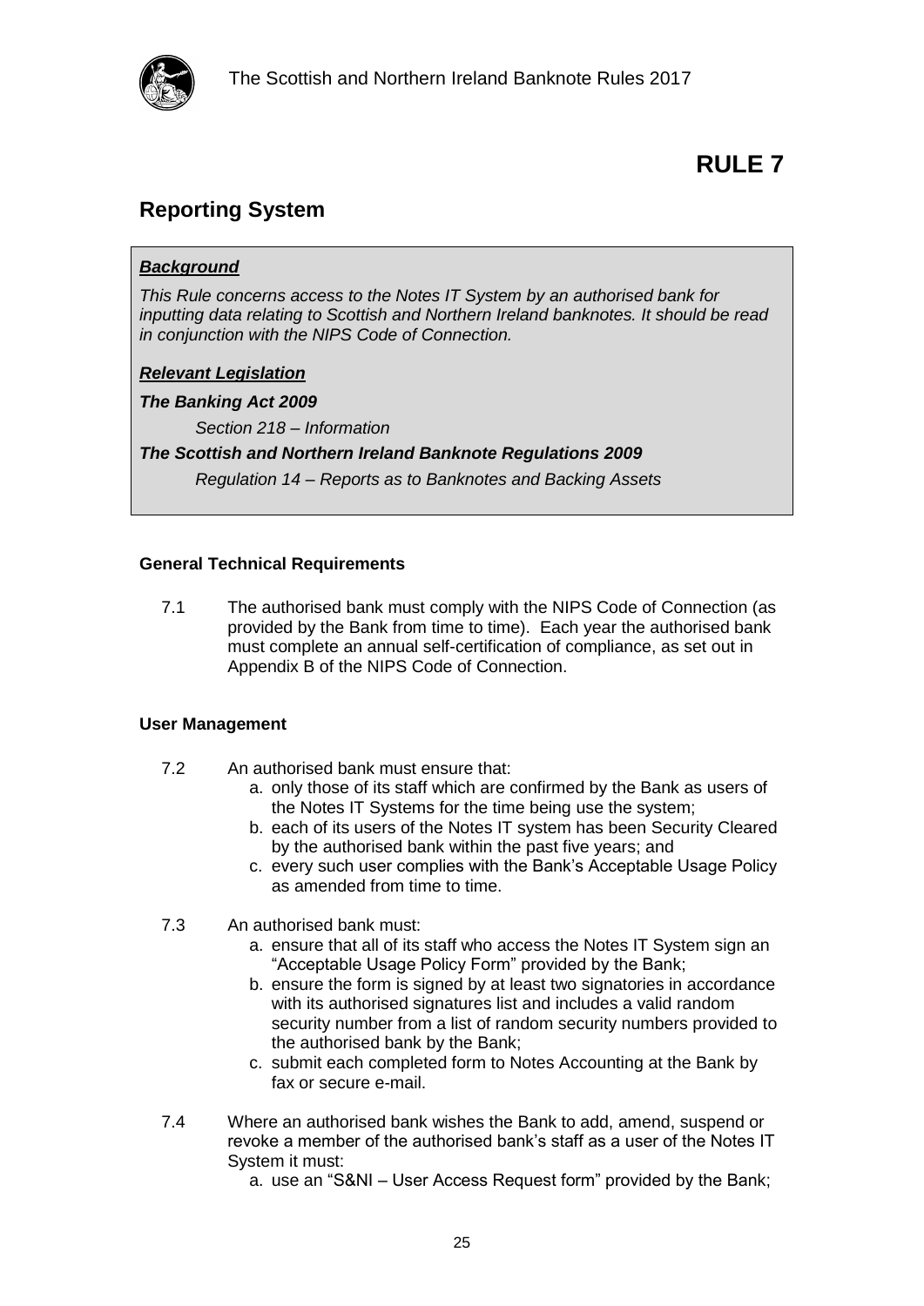# RULE 7

## Reporting System

***Background***

*This Rule concerns access to the Notes IT System by an authorised bank for inputting data relating to Scottish and Northern Ireland banknotes. It should be read in conjunction with the NIPS Code of Connection.*

***Relevant Legislation***

***The Banking Act 2009***

*Section 218 – Information*

***The Scottish and Northern Ireland Banknote Regulations 2009***

*Regulation 14 – Reports as to Banknotes and Backing Assets*

**General Technical Requirements**

7.1 The authorised bank must comply with the NIPS Code of Connection (as provided by the Bank from time to time). Each year the authorised bank must complete an annual self-certification of compliance, as set out in Appendix B of the NIPS Code of Connection.

**User Management**

7.2 An authorised bank must ensure that:

a. only those of its staff which are confirmed by the Bank as users of the Notes IT Systems for the time being use the system;
b. each of its users of the Notes IT system has been Security Cleared by the authorised bank within the past five years; and
c. every such user complies with the Bank's Acceptable Usage Policy as amended from time to time.

7.3 An authorised bank must:

a. ensure that all of its staff who access the Notes IT System sign an "Acceptable Usage Policy Form" provided by the Bank;
b. ensure the form is signed by at least two signatories in accordance with its authorised signatures list and includes a valid random security number from a list of random security numbers provided to the authorised bank by the Bank;
c. submit each completed form to Notes Accounting at the Bank by fax or secure e-mail.

7.4 Where an authorised bank wishes the Bank to add, amend, suspend or revoke a member of the authorised bank's staff as a user of the Notes IT System it must:

a. use an "S&NI – User Access Request form" provided by the Bank;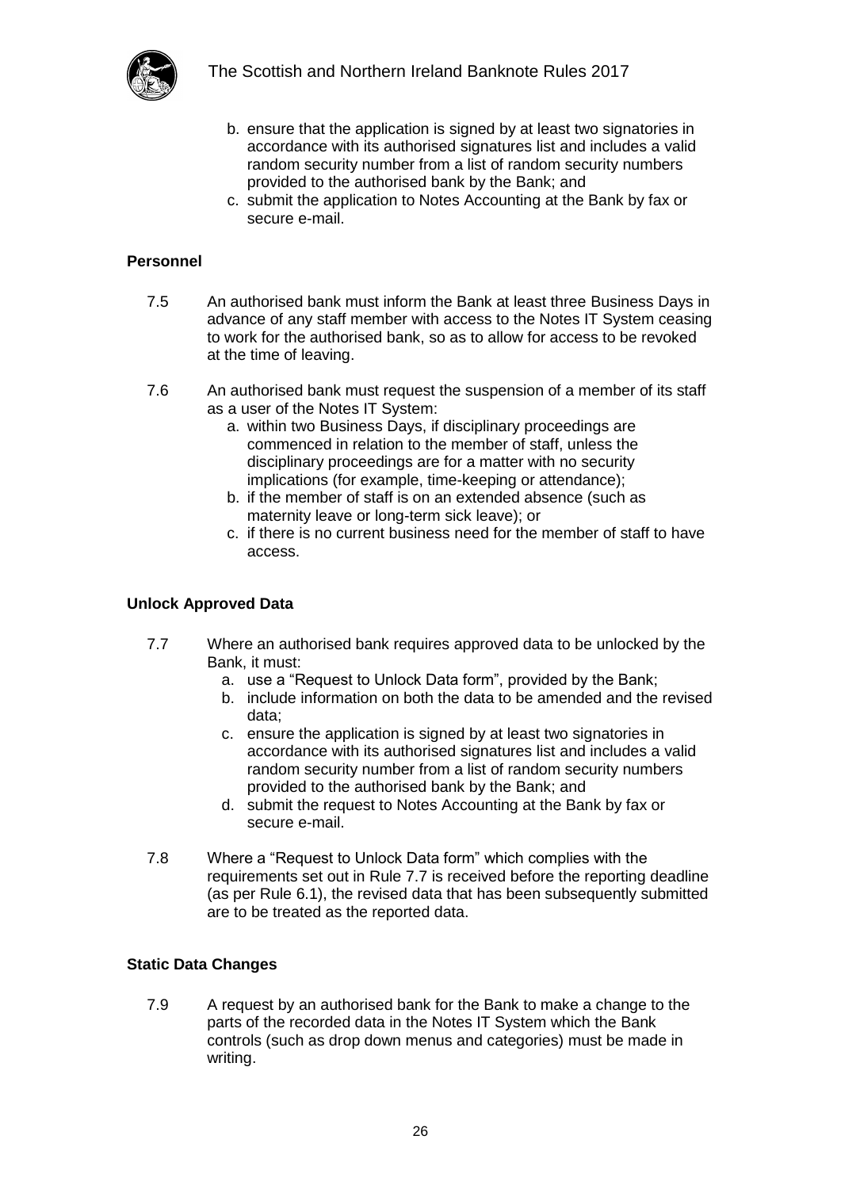b. ensure that the application is signed by at least two signatories in accordance with its authorised signatures list and includes a valid random security number from a list of random security numbers provided to the authorised bank by the Bank; and
   c. submit the application to Notes Accounting at the Bank by fax or secure e-mail.

**Personnel**

7.5 An authorised bank must inform the Bank at least three Business Days in advance of any staff member with access to the Notes IT System ceasing to work for the authorised bank, so as to allow for access to be revoked at the time of leaving.

7.6 An authorised bank must request the suspension of a member of its staff as a user of the Notes IT System:
   a. within two Business Days, if disciplinary proceedings are commenced in relation to the member of staff, unless the disciplinary proceedings are for a matter with no security implications (for example, time-keeping or attendance);
   b. if the member of staff is on an extended absence (such as maternity leave or long-term sick leave); or
   c. if there is no current business need for the member of staff to have access.

**Unlock Approved Data**

7.7 Where an authorised bank requires approved data to be unlocked by the Bank, it must:
   a. use a "Request to Unlock Data form", provided by the Bank;
   b. include information on both the data to be amended and the revised data;
   c. ensure the application is signed by at least two signatories in accordance with its authorised signatures list and includes a valid random security number from a list of random security numbers provided to the authorised bank by the Bank; and
   d. submit the request to Notes Accounting at the Bank by fax or secure e-mail.

7.8 Where a "Request to Unlock Data form" which complies with the requirements set out in Rule 7.7 is received before the reporting deadline (as per Rule 6.1), the revised data that has been subsequently submitted are to be treated as the reported data.

**Static Data Changes**

7.9 A request by an authorised bank for the Bank to make a change to the parts of the recorded data in the Notes IT System which the Bank controls (such as drop down menus and categories) must be made in writing.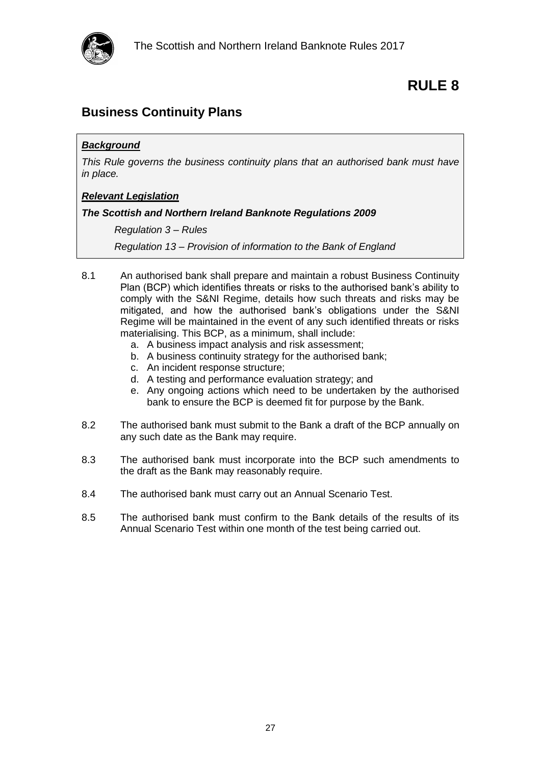# RULE 8

## Business Continuity Plans

***Background***

*This Rule governs the business continuity plans that an authorised bank must have in place.*

***Relevant Legislation***

***The Scottish and Northern Ireland Banknote Regulations 2009***

*Regulation 3 – Rules*

*Regulation 13 – Provision of information to the Bank of England*

8.1 An authorised bank shall prepare and maintain a robust Business Continuity Plan (BCP) which identifies threats or risks to the authorised bank's ability to comply with the S&NI Regime, details how such threats and risks may be mitigated, and how the authorised bank's obligations under the S&NI Regime will be maintained in the event of any such identified threats or risks materialising. This BCP, as a minimum, shall include:

a. A business impact analysis and risk assessment;
b. A business continuity strategy for the authorised bank;
c. An incident response structure;
d. A testing and performance evaluation strategy; and
e. Any ongoing actions which need to be undertaken by the authorised bank to ensure the BCP is deemed fit for purpose by the Bank.

8.2 The authorised bank must submit to the Bank a draft of the BCP annually on any such date as the Bank may require.

8.3 The authorised bank must incorporate into the BCP such amendments to the draft as the Bank may reasonably require.

8.4 The authorised bank must carry out an Annual Scenario Test.

8.5 The authorised bank must confirm to the Bank details of the results of its Annual Scenario Test within one month of the test being carried out.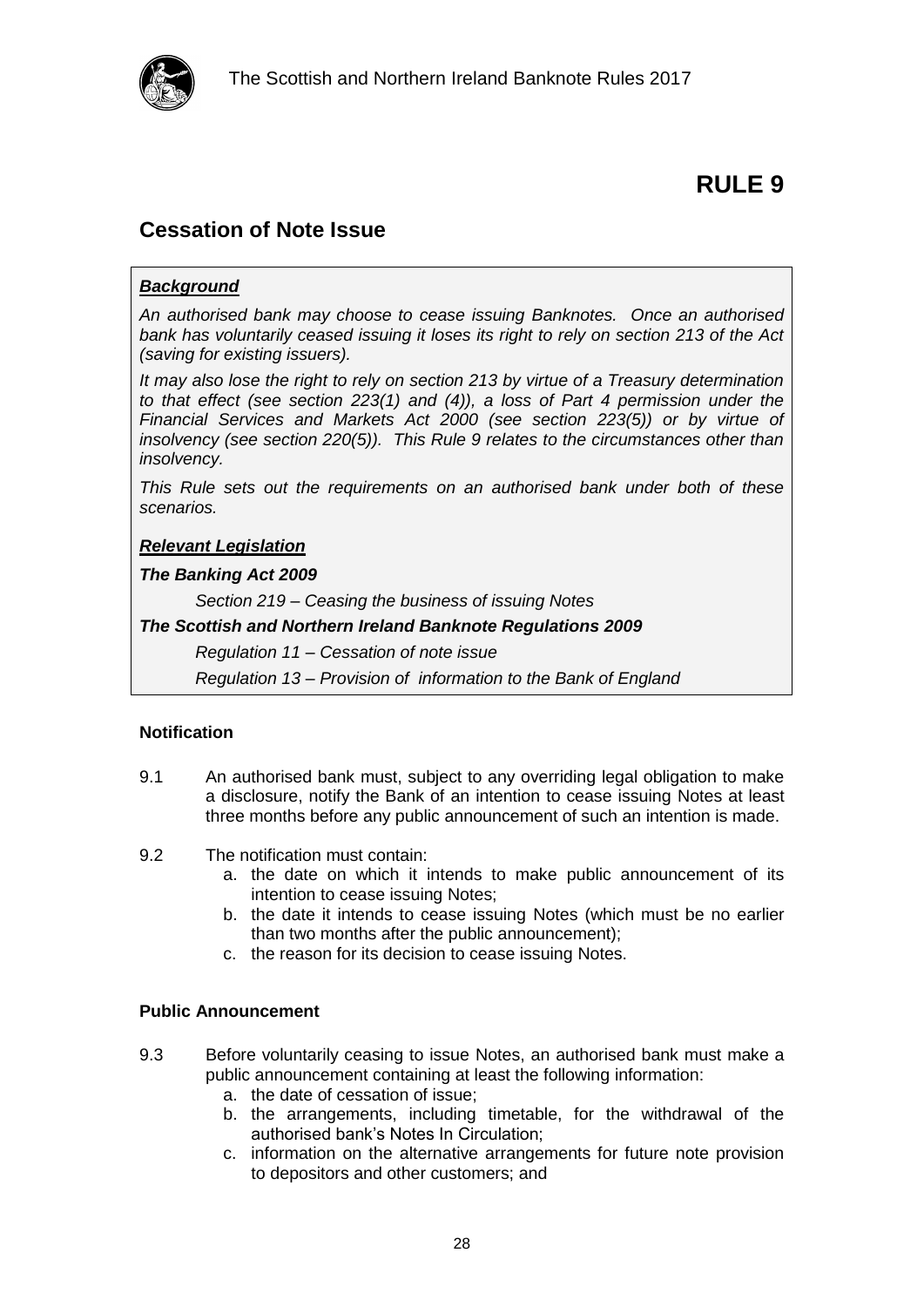# RULE 9

## Cessation of Note Issue

***Background***

*An authorised bank may choose to cease issuing Banknotes. Once an authorised bank has voluntarily ceased issuing it loses its right to rely on section 213 of the Act (saving for existing issuers).*

*It may also lose the right to rely on section 213 by virtue of a Treasury determination to that effect (see section 223(1) and (4)), a loss of Part 4 permission under the Financial Services and Markets Act 2000 (see section 223(5)) or by virtue of insolvency (see section 220(5)). This Rule 9 relates to the circumstances other than insolvency.*

*This Rule sets out the requirements on an authorised bank under both of these scenarios.*

***Relevant Legislation***

***The Banking Act 2009***

*Section 219 – Ceasing the business of issuing Notes*

***The Scottish and Northern Ireland Banknote Regulations 2009***

*Regulation 11 – Cessation of note issue*

*Regulation 13 – Provision of information to the Bank of England*

**Notification**

9.1 An authorised bank must, subject to any overriding legal obligation to make a disclosure, notify the Bank of an intention to cease issuing Notes at least three months before any public announcement of such an intention is made.

9.2 The notification must contain:

a. the date on which it intends to make public announcement of its intention to cease issuing Notes;
b. the date it intends to cease issuing Notes (which must be no earlier than two months after the public announcement);
c. the reason for its decision to cease issuing Notes.

**Public Announcement**

9.3 Before voluntarily ceasing to issue Notes, an authorised bank must make a public announcement containing at least the following information:

a. the date of cessation of issue;
b. the arrangements, including timetable, for the withdrawal of the authorised bank's Notes In Circulation;
c. information on the alternative arrangements for future note provision to depositors and other customers; and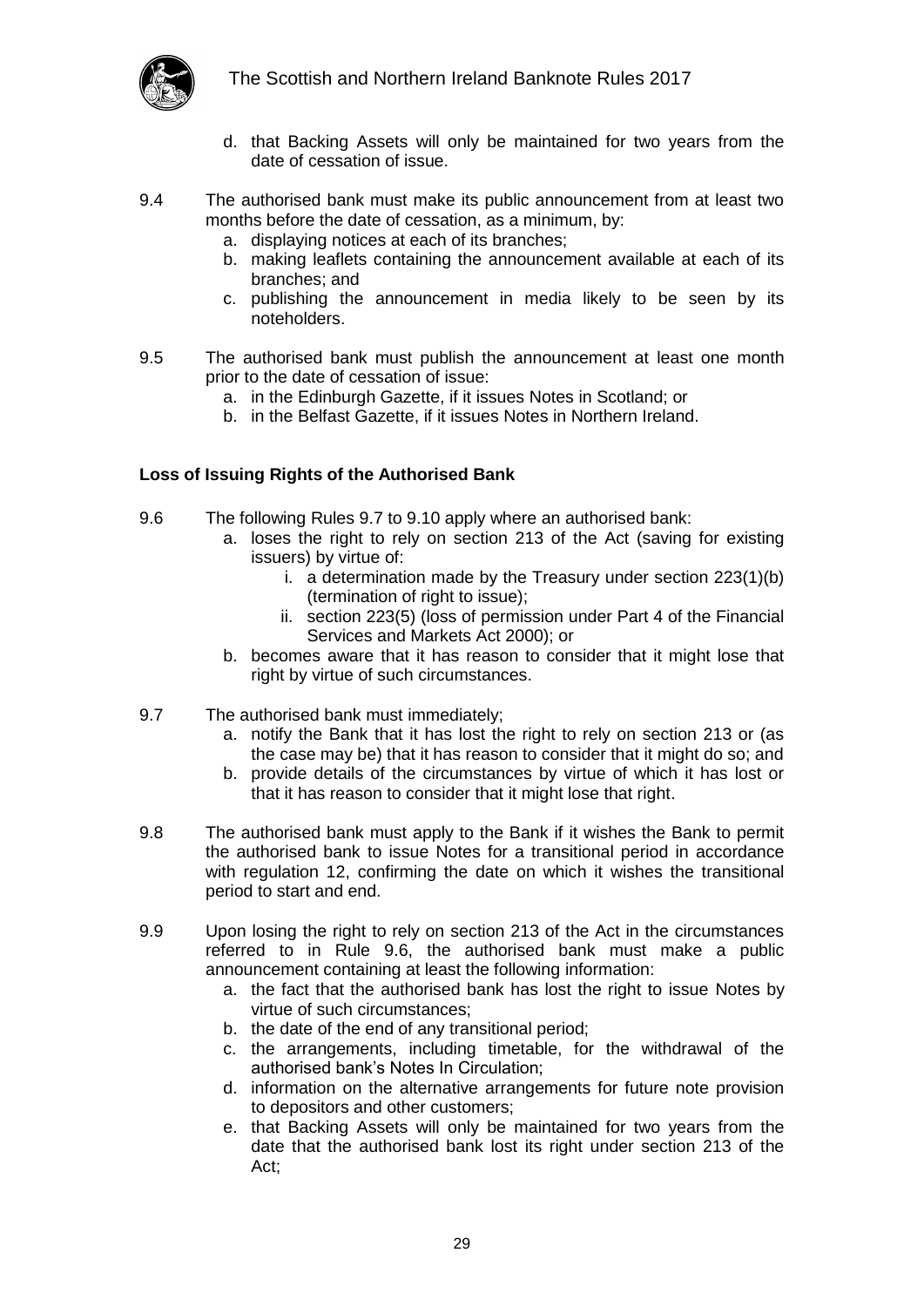d. that Backing Assets will only be maintained for two years from the date of cessation of issue.

9.4 The authorised bank must make its public announcement from at least two months before the date of cessation, as a minimum, by:

a. displaying notices at each of its branches;
b. making leaflets containing the announcement available at each of its branches; and
c. publishing the announcement in media likely to be seen by its noteholders.

9.5 The authorised bank must publish the announcement at least one month prior to the date of cessation of issue:

a. in the Edinburgh Gazette, if it issues Notes in Scotland; or
b. in the Belfast Gazette, if it issues Notes in Northern Ireland.

**Loss of Issuing Rights of the Authorised Bank**

9.6 The following Rules 9.7 to 9.10 apply where an authorised bank:

a. loses the right to rely on section 213 of the Act (saving for existing issuers) by virtue of:
    i. a determination made by the Treasury under section 223(1)(b) (termination of right to issue);
    ii. section 223(5) (loss of permission under Part 4 of the Financial Services and Markets Act 2000); or
b. becomes aware that it has reason to consider that it might lose that right by virtue of such circumstances.

9.7 The authorised bank must immediately;

a. notify the Bank that it has lost the right to rely on section 213 or (as the case may be) that it has reason to consider that it might do so; and
b. provide details of the circumstances by virtue of which it has lost or that it has reason to consider that it might lose that right.

9.8 The authorised bank must apply to the Bank if it wishes the Bank to permit the authorised bank to issue Notes for a transitional period in accordance with regulation 12, confirming the date on which it wishes the transitional period to start and end.

9.9 Upon losing the right to rely on section 213 of the Act in the circumstances referred to in Rule 9.6, the authorised bank must make a public announcement containing at least the following information:

a. the fact that the authorised bank has lost the right to issue Notes by virtue of such circumstances;
b. the date of the end of any transitional period;
c. the arrangements, including timetable, for the withdrawal of the authorised bank's Notes In Circulation;
d. information on the alternative arrangements for future note provision to depositors and other customers;
e. that Backing Assets will only be maintained for two years from the date that the authorised bank lost its right under section 213 of the Act;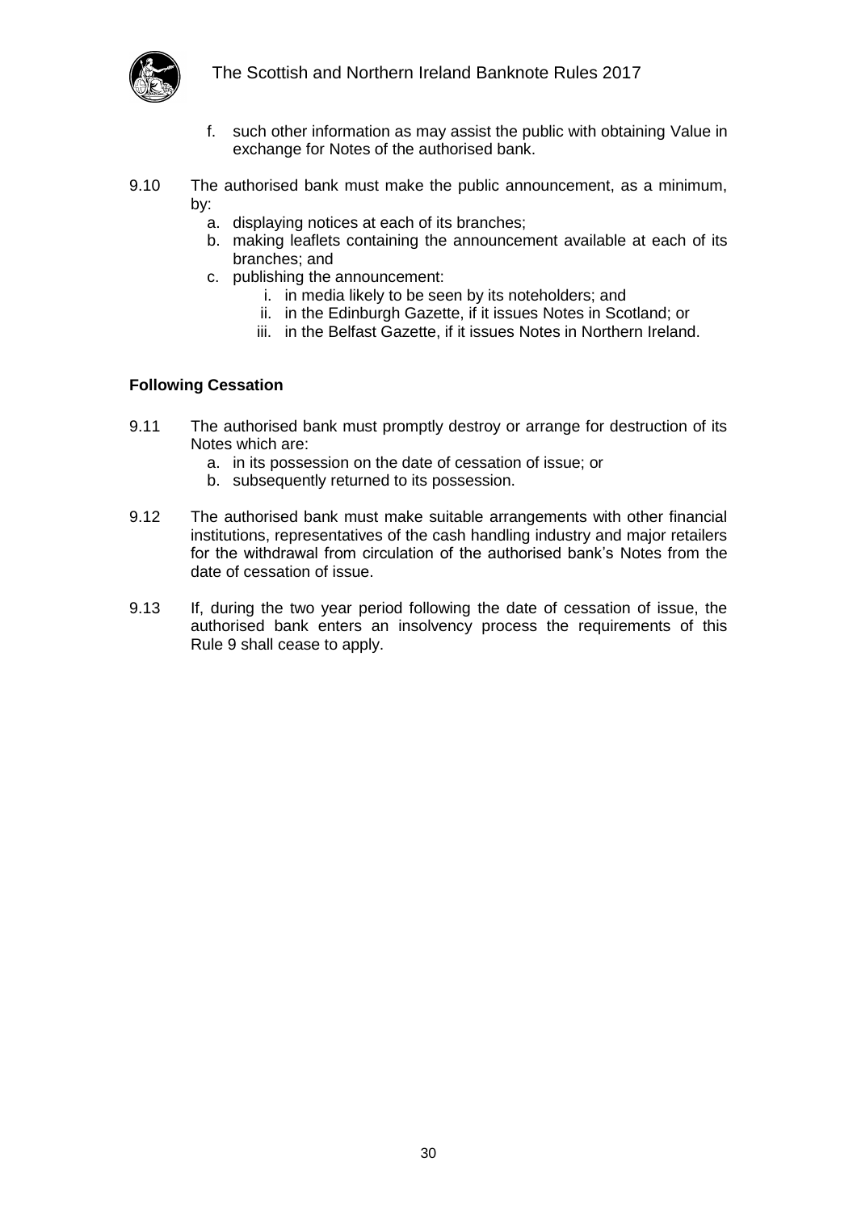f. such other information as may assist the public with obtaining Value in exchange for Notes of the authorised bank.

9.10 The authorised bank must make the public announcement, as a minimum, by:

a. displaying notices at each of its branches;
b. making leaflets containing the announcement available at each of its branches; and
c. publishing the announcement:
    i. in media likely to be seen by its noteholders; and
    ii. in the Edinburgh Gazette, if it issues Notes in Scotland; or
    iii. in the Belfast Gazette, if it issues Notes in Northern Ireland.

**Following Cessation**

9.11 The authorised bank must promptly destroy or arrange for destruction of its Notes which are:

a. in its possession on the date of cessation of issue; or
b. subsequently returned to its possession.

9.12 The authorised bank must make suitable arrangements with other financial institutions, representatives of the cash handling industry and major retailers for the withdrawal from circulation of the authorised bank's Notes from the date of cessation of issue.

9.13 If, during the two year period following the date of cessation of issue, the authorised bank enters an insolvency process the requirements of this Rule 9 shall cease to apply.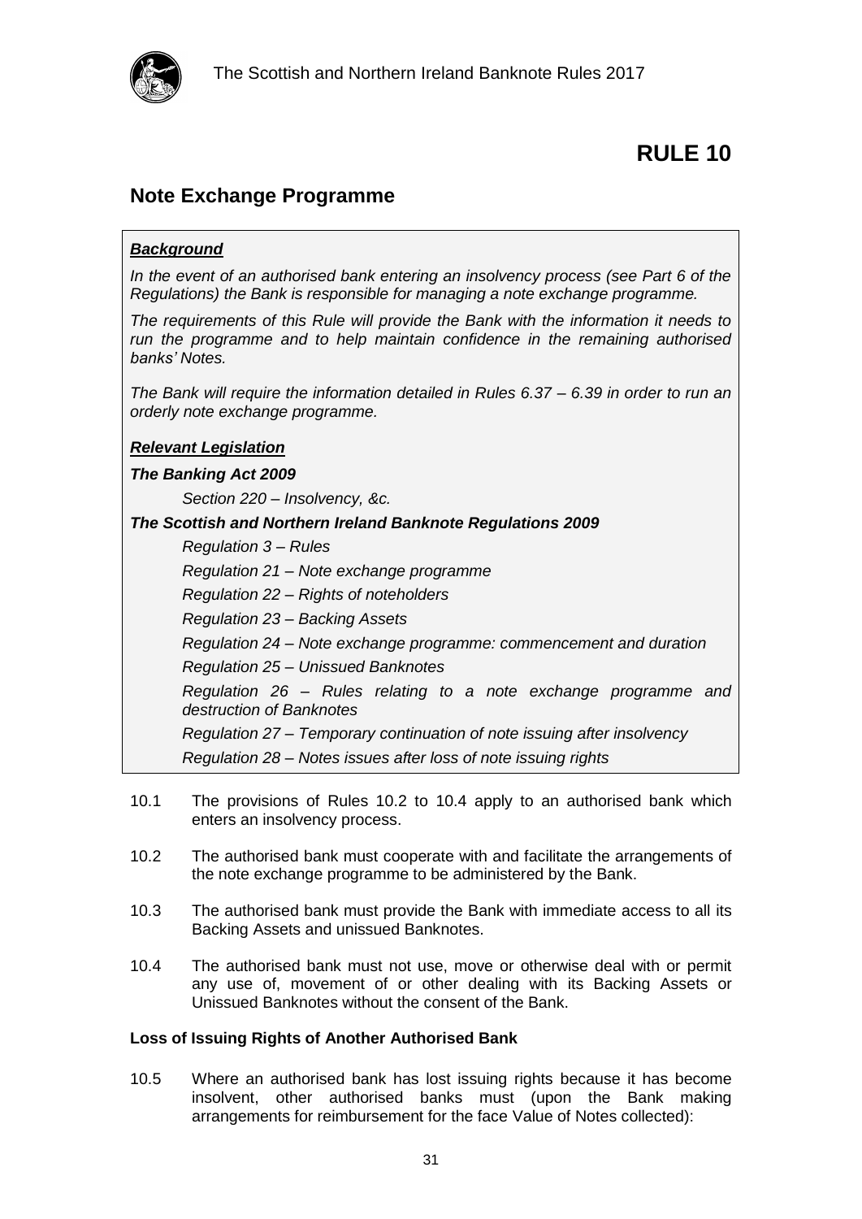# RULE 10

## Note Exchange Programme

***Background***

*In the event of an authorised bank entering an insolvency process (see Part 6 of the Regulations) the Bank is responsible for managing a note exchange programme.*

*The requirements of this Rule will provide the Bank with the information it needs to run the programme and to help maintain confidence in the remaining authorised banks' Notes.*

*The Bank will require the information detailed in Rules 6.37 – 6.39 in order to run an orderly note exchange programme.*

***Relevant Legislation***

***The Banking Act 2009***

*Section 220 – Insolvency, &c.*

***The Scottish and Northern Ireland Banknote Regulations 2009***

*Regulation 3 – Rules*

*Regulation 21 – Note exchange programme*

*Regulation 22 – Rights of noteholders*

*Regulation 23 – Backing Assets*

*Regulation 24 – Note exchange programme: commencement and duration*

*Regulation 25 – Unissued Banknotes*

*Regulation 26 – Rules relating to a note exchange programme and destruction of Banknotes*

*Regulation 27 – Temporary continuation of note issuing after insolvency*

*Regulation 28 – Notes issues after loss of note issuing rights*

10.1 The provisions of Rules 10.2 to 10.4 apply to an authorised bank which enters an insolvency process.

10.2 The authorised bank must cooperate with and facilitate the arrangements of the note exchange programme to be administered by the Bank.

10.3 The authorised bank must provide the Bank with immediate access to all its Backing Assets and unissued Banknotes.

10.4 The authorised bank must not use, move or otherwise deal with or permit any use of, movement of or other dealing with its Backing Assets or Unissued Banknotes without the consent of the Bank.

**Loss of Issuing Rights of Another Authorised Bank**

10.5 Where an authorised bank has lost issuing rights because it has become insolvent, other authorised banks must (upon the Bank making arrangements for reimbursement for the face Value of Notes collected):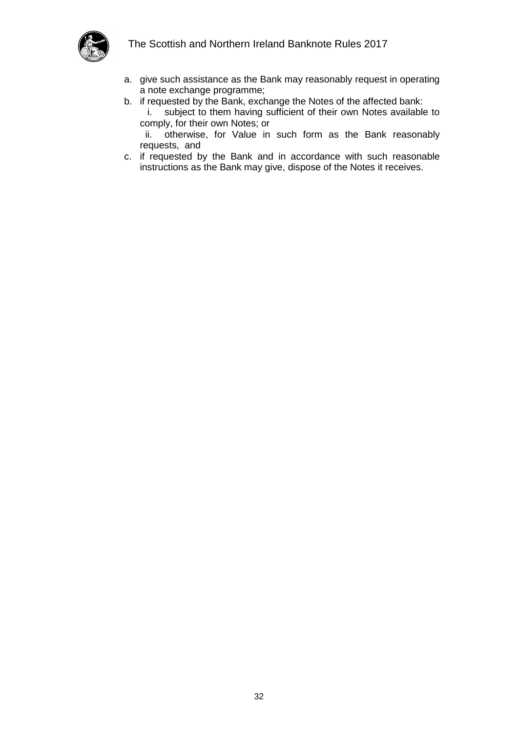a. give such assistance as the Bank may reasonably request in operating a note exchange programme;
b. if requested by the Bank, exchange the Notes of the affected bank:
   i. subject to them having sufficient of their own Notes available to comply, for their own Notes; or
   ii. otherwise, for Value in such form as the Bank reasonably requests, and
c. if requested by the Bank and in accordance with such reasonable instructions as the Bank may give, dispose of the Notes it receives.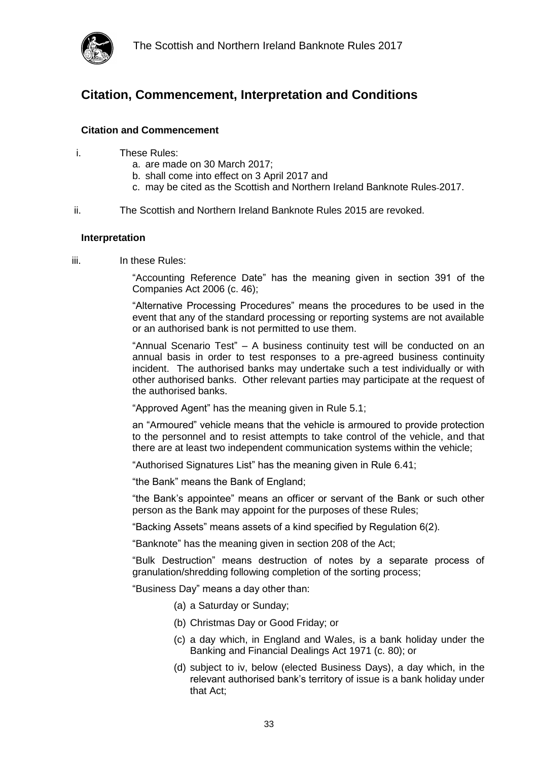## Citation, Commencement, Interpretation and Conditions

### Citation and Commencement

i. These Rules:

a. are made on 30 March 2017;
b. shall come into effect on 3 April 2017 and
c. may be cited as the Scottish and Northern Ireland Banknote Rules 2017.

ii. The Scottish and Northern Ireland Banknote Rules 2015 are revoked.

### Interpretation

iii. In these Rules:

"Accounting Reference Date" has the meaning given in section 391 of the Companies Act 2006 (c. 46);

"Alternative Processing Procedures" means the procedures to be used in the event that any of the standard processing or reporting systems are not available or an authorised bank is not permitted to use them.

"Annual Scenario Test" – A business continuity test will be conducted on an annual basis in order to test responses to a pre-agreed business continuity incident. The authorised banks may undertake such a test individually or with other authorised banks. Other relevant parties may participate at the request of the authorised banks.

"Approved Agent" has the meaning given in Rule 5.1;

an "Armoured" vehicle means that the vehicle is armoured to provide protection to the personnel and to resist attempts to take control of the vehicle, and that there are at least two independent communication systems within the vehicle;

"Authorised Signatures List" has the meaning given in Rule 6.41;

"the Bank" means the Bank of England;

"the Bank's appointee" means an officer or servant of the Bank or such other person as the Bank may appoint for the purposes of these Rules;

"Backing Assets" means assets of a kind specified by Regulation 6(2).

"Banknote" has the meaning given in section 208 of the Act;

"Bulk Destruction" means destruction of notes by a separate process of granulation/shredding following completion of the sorting process;

"Business Day" means a day other than:

(a) a Saturday or Sunday;

(b) Christmas Day or Good Friday; or

(c) a day which, in England and Wales, is a bank holiday under the Banking and Financial Dealings Act 1971 (c. 80); or

(d) subject to iv, below (elected Business Days), a day which, in the relevant authorised bank's territory of issue is a bank holiday under that Act;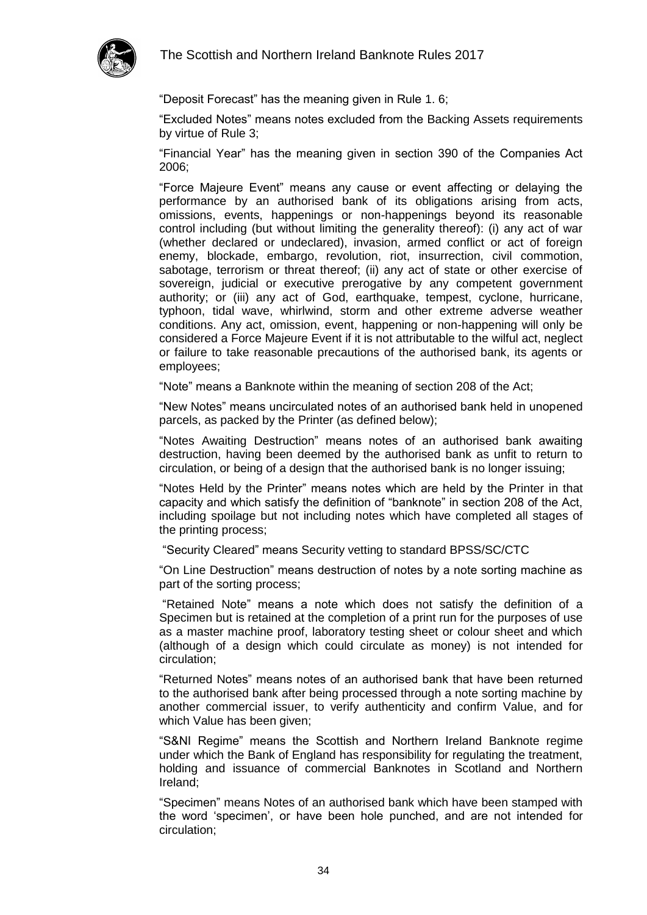"Deposit Forecast" has the meaning given in Rule 1. 6;

"Excluded Notes" means notes excluded from the Backing Assets requirements by virtue of Rule 3;

"Financial Year" has the meaning given in section 390 of the Companies Act 2006;

"Force Majeure Event" means any cause or event affecting or delaying the performance by an authorised bank of its obligations arising from acts, omissions, events, happenings or non-happenings beyond its reasonable control including (but without limiting the generality thereof): (i) any act of war (whether declared or undeclared), invasion, armed conflict or act of foreign enemy, blockade, embargo, revolution, riot, insurrection, civil commotion, sabotage, terrorism or threat thereof; (ii) any act of state or other exercise of sovereign, judicial or executive prerogative by any competent government authority; or (iii) any act of God, earthquake, tempest, cyclone, hurricane, typhoon, tidal wave, whirlwind, storm and other extreme adverse weather conditions. Any act, omission, event, happening or non-happening will only be considered a Force Majeure Event if it is not attributable to the wilful act, neglect or failure to take reasonable precautions of the authorised bank, its agents or employees;

"Note" means a Banknote within the meaning of section 208 of the Act;

"New Notes" means uncirculated notes of an authorised bank held in unopened parcels, as packed by the Printer (as defined below);

"Notes Awaiting Destruction" means notes of an authorised bank awaiting destruction, having been deemed by the authorised bank as unfit to return to circulation, or being of a design that the authorised bank is no longer issuing;

"Notes Held by the Printer" means notes which are held by the Printer in that capacity and which satisfy the definition of "banknote" in section 208 of the Act, including spoilage but not including notes which have completed all stages of the printing process;

"Security Cleared" means Security vetting to standard BPSS/SC/CTC

"On Line Destruction" means destruction of notes by a note sorting machine as part of the sorting process;

"Retained Note" means a note which does not satisfy the definition of a Specimen but is retained at the completion of a print run for the purposes of use as a master machine proof, laboratory testing sheet or colour sheet and which (although of a design which could circulate as money) is not intended for circulation;

"Returned Notes" means notes of an authorised bank that have been returned to the authorised bank after being processed through a note sorting machine by another commercial issuer, to verify authenticity and confirm Value, and for which Value has been given;

"S&NI Regime" means the Scottish and Northern Ireland Banknote regime under which the Bank of England has responsibility for regulating the treatment, holding and issuance of commercial Banknotes in Scotland and Northern Ireland;

"Specimen" means Notes of an authorised bank which have been stamped with the word 'specimen', or have been hole punched, and are not intended for circulation;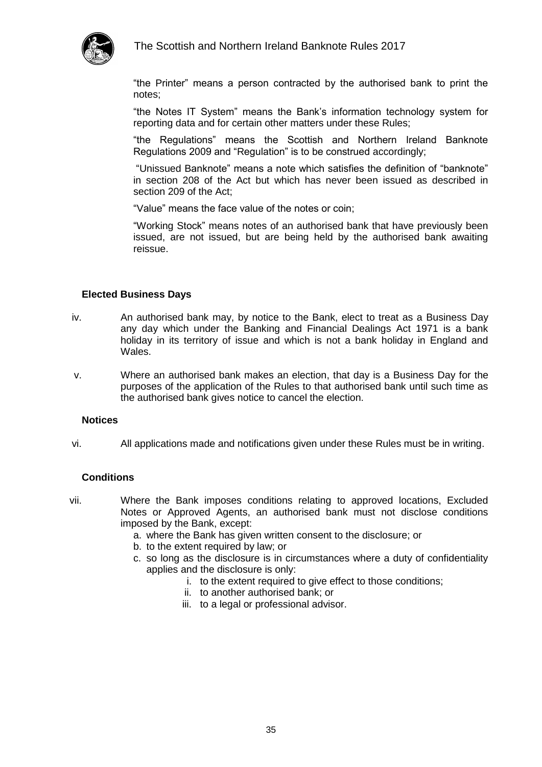"the Printer" means a person contracted by the authorised bank to print the notes;

"the Notes IT System" means the Bank's information technology system for reporting data and for certain other matters under these Rules;

"the Regulations" means the Scottish and Northern Ireland Banknote Regulations 2009 and "Regulation" is to be construed accordingly;

"Unissued Banknote" means a note which satisfies the definition of "banknote" in section 208 of the Act but which has never been issued as described in section 209 of the Act;

"Value" means the face value of the notes or coin;

"Working Stock" means notes of an authorised bank that have previously been issued, are not issued, but are being held by the authorised bank awaiting reissue.

**Elected Business Days**

iv. An authorised bank may, by notice to the Bank, elect to treat as a Business Day any day which under the Banking and Financial Dealings Act 1971 is a bank holiday in its territory of issue and which is not a bank holiday in England and Wales.

v. Where an authorised bank makes an election, that day is a Business Day for the purposes of the application of the Rules to that authorised bank until such time as the authorised bank gives notice to cancel the election.

**Notices**

vi. All applications made and notifications given under these Rules must be in writing.

**Conditions**

vii. Where the Bank imposes conditions relating to approved locations, Excluded Notes or Approved Agents, an authorised bank must not disclose conditions imposed by the Bank, except:

   a. where the Bank has given written consent to the disclosure; or
   b. to the extent required by law; or
   c. so long as the disclosure is in circumstances where a duty of confidentiality applies and the disclosure is only:
      i. to the extent required to give effect to those conditions;
      ii. to another authorised bank; or
      iii. to a legal or professional advisor.